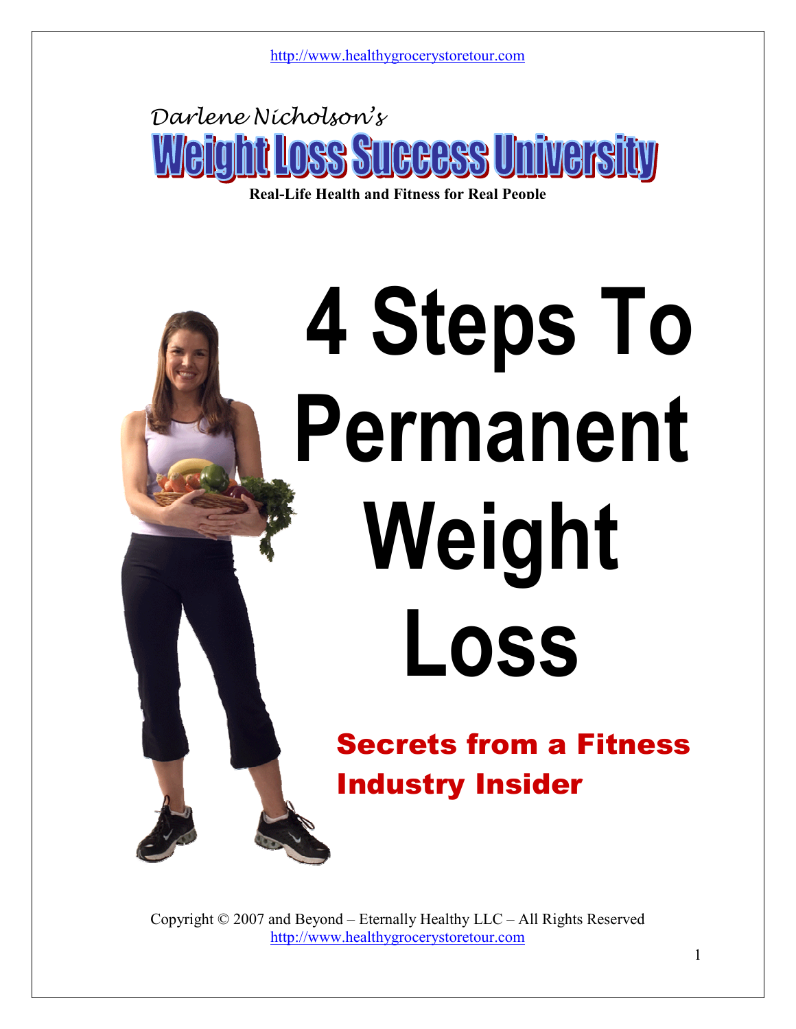http://www.healthygrocerystoretour.com

*Darlene Nicholson's*

# Weight Loss Success University

**Real-Life Health and Fitness for Real People**

# 4 Steps To Permanent Weight Loss

## Secrets from a Fitness Industry Insider

Copyright © 2007 and Beyond – Eternally Healthy LLC – All Rights Reserved
http://www.healthygrocerystoretour.com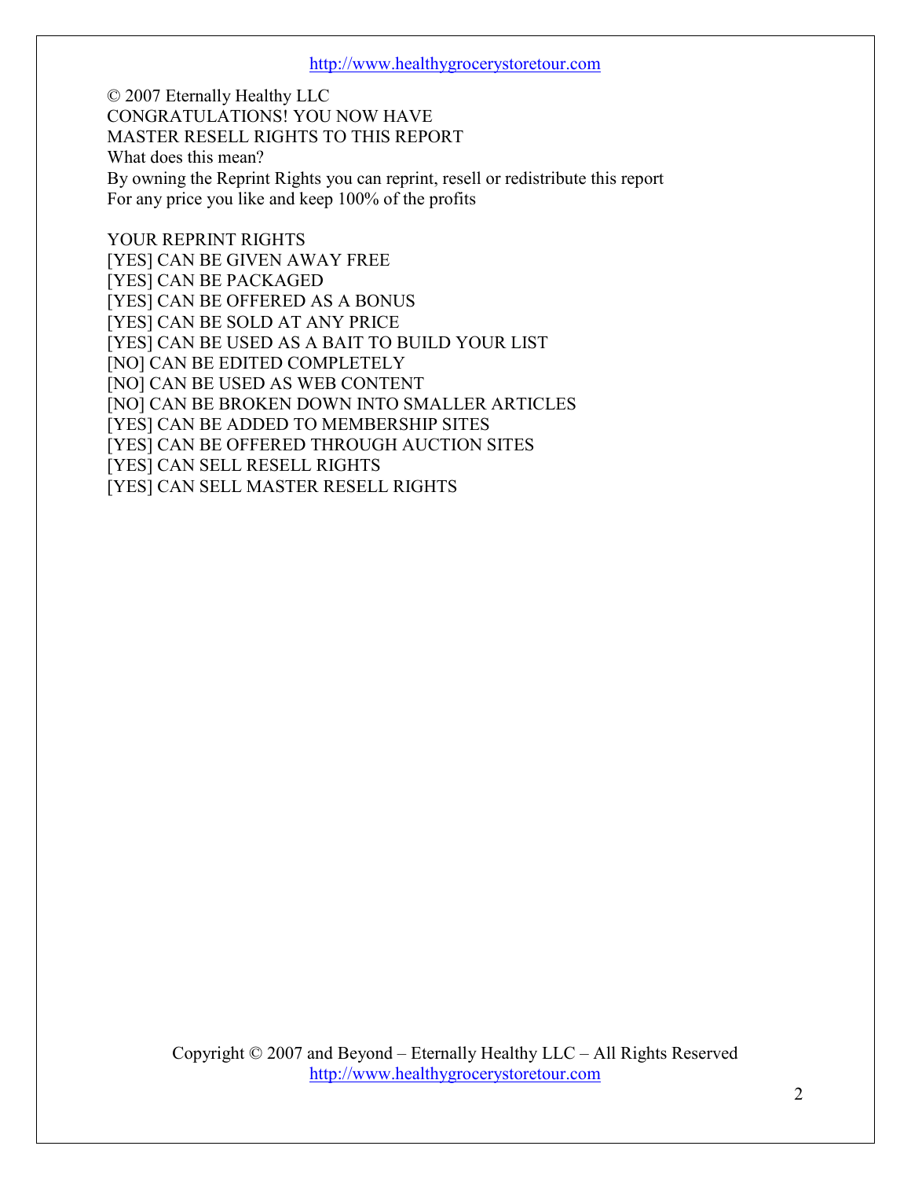© 2007 Eternally Healthy LLC
CONGRATULATIONS! YOU NOW HAVE
MASTER RESELL RIGHTS TO THIS REPORT
What does this mean?
By owning the Reprint Rights you can reprint, resell or redistribute this report
For any price you like and keep 100% of the profits

YOUR REPRINT RIGHTS
[YES] CAN BE GIVEN AWAY FREE
[YES] CAN BE PACKAGED
[YES] CAN BE OFFERED AS A BONUS
[YES] CAN BE SOLD AT ANY PRICE
[YES] CAN BE USED AS A BAIT TO BUILD YOUR LIST
[NO] CAN BE EDITED COMPLETELY
[NO] CAN BE USED AS WEB CONTENT
[NO] CAN BE BROKEN DOWN INTO SMALLER ARTICLES
[YES] CAN BE ADDED TO MEMBERSHIP SITES
[YES] CAN BE OFFERED THROUGH AUCTION SITES
[YES] CAN SELL RESELL RIGHTS
[YES] CAN SELL MASTER RESELL RIGHTS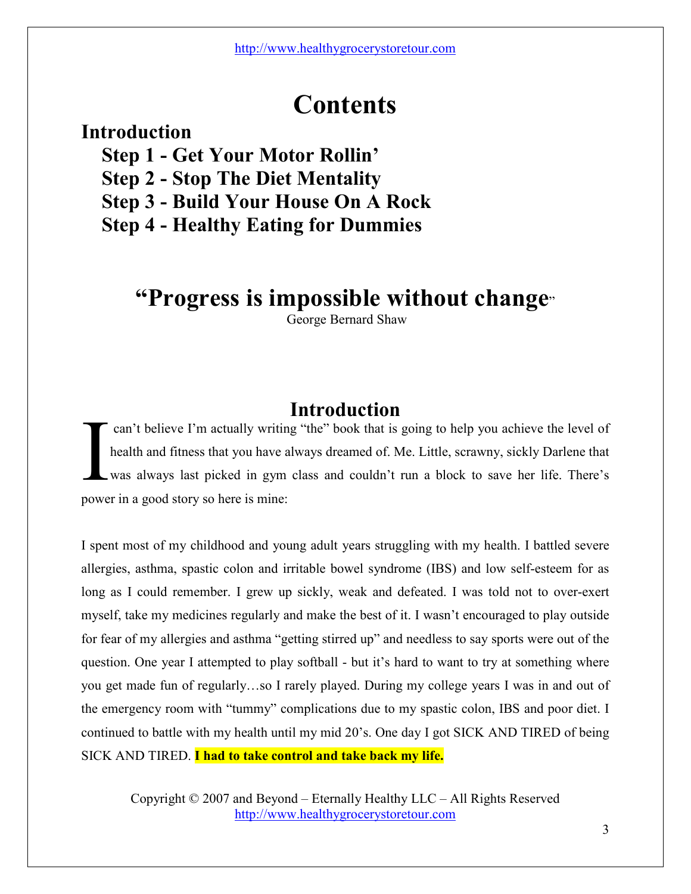# Contents

**Introduction**

- **Step 1 - Get Your Motor Rollin'**
- **Step 2 - Stop The Diet Mentality**
- **Step 3 - Build Your House On A Rock**
- **Step 4 - Healthy Eating for Dummies**

## "Progress is impossible without change"

George Bernard Shaw

## Introduction

I can't believe I'm actually writing "the" book that is going to help you achieve the level of health and fitness that you have always dreamed of. Me. Little, scrawny, sickly Darlene that was always last picked in gym class and couldn't run a block to save her life. There's power in a good story so here is mine:

I spent most of my childhood and young adult years struggling with my health. I battled severe allergies, asthma, spastic colon and irritable bowel syndrome (IBS) and low self-esteem for as long as I could remember. I grew up sickly, weak and defeated. I was told not to over-exert myself, take my medicines regularly and make the best of it. I wasn't encouraged to play outside for fear of my allergies and asthma "getting stirred up" and needless to say sports were out of the question. One year I attempted to play softball - but it's hard to want to try at something where you get made fun of regularly…so I rarely played. During my college years I was in and out of the emergency room with "tummy" complications due to my spastic colon, IBS and poor diet. I continued to battle with my health until my mid 20's. One day I got SICK AND TIRED of being SICK AND TIRED. **I had to take control and take back my life.**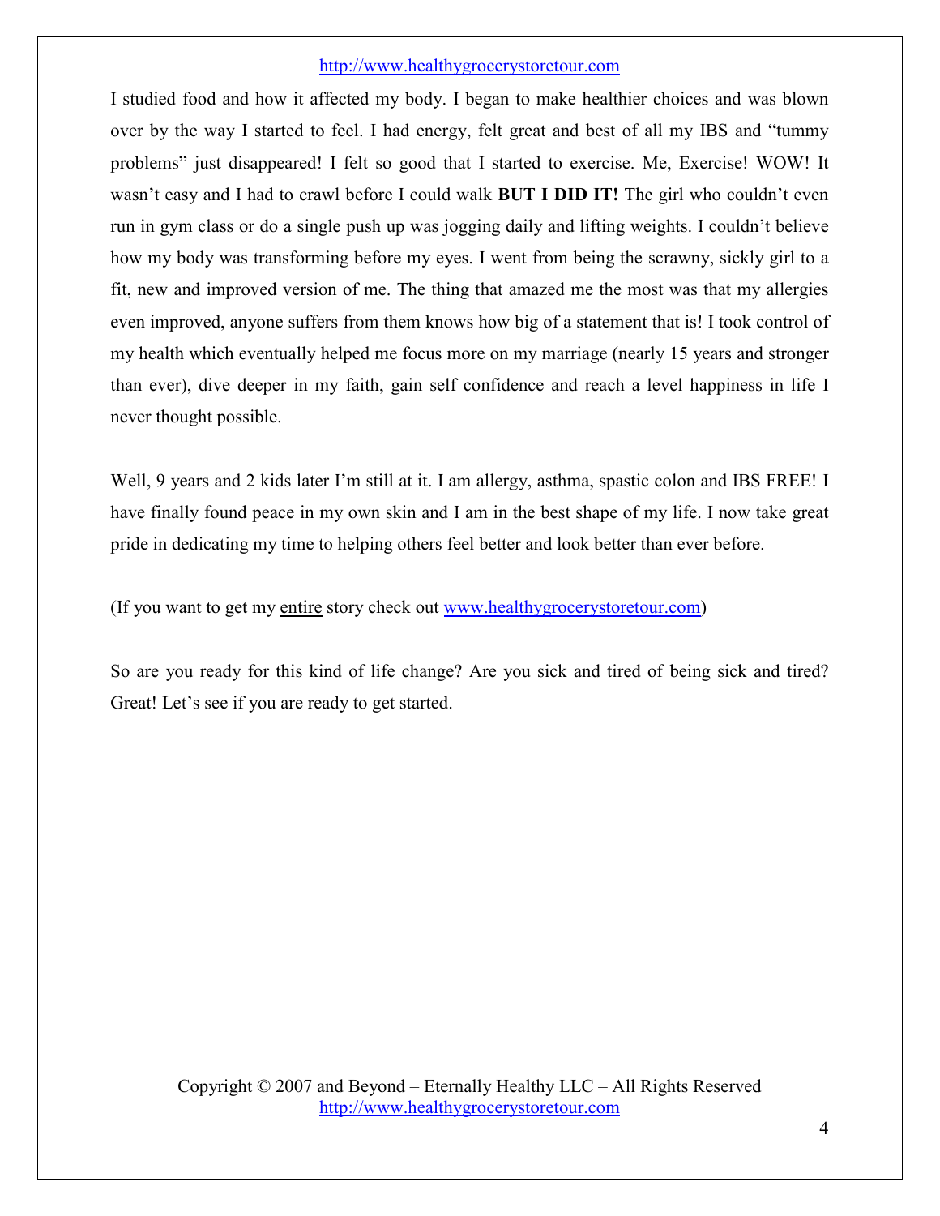I studied food and how it affected my body. I began to make healthier choices and was blown over by the way I started to feel. I had energy, felt great and best of all my IBS and "tummy problems" just disappeared! I felt so good that I started to exercise. Me, Exercise! WOW! It wasn't easy and I had to crawl before I could walk **BUT I DID IT!** The girl who couldn't even run in gym class or do a single push up was jogging daily and lifting weights. I couldn't believe how my body was transforming before my eyes. I went from being the scrawny, sickly girl to a fit, new and improved version of me. The thing that amazed me the most was that my allergies even improved, anyone suffers from them knows how big of a statement that is! I took control of my health which eventually helped me focus more on my marriage (nearly 15 years and stronger than ever), dive deeper in my faith, gain self confidence and reach a level happiness in life I never thought possible.

Well, 9 years and 2 kids later I'm still at it. I am allergy, asthma, spastic colon and IBS FREE! I have finally found peace in my own skin and I am in the best shape of my life. I now take great pride in dedicating my time to helping others feel better and look better than ever before.

(If you want to get my <u>entire</u> story check out [www.healthygrocerystoretour.com](http://www.healthygrocerystoretour.com))

So are you ready for this kind of life change? Are you sick and tired of being sick and tired? Great! Let's see if you are ready to get started.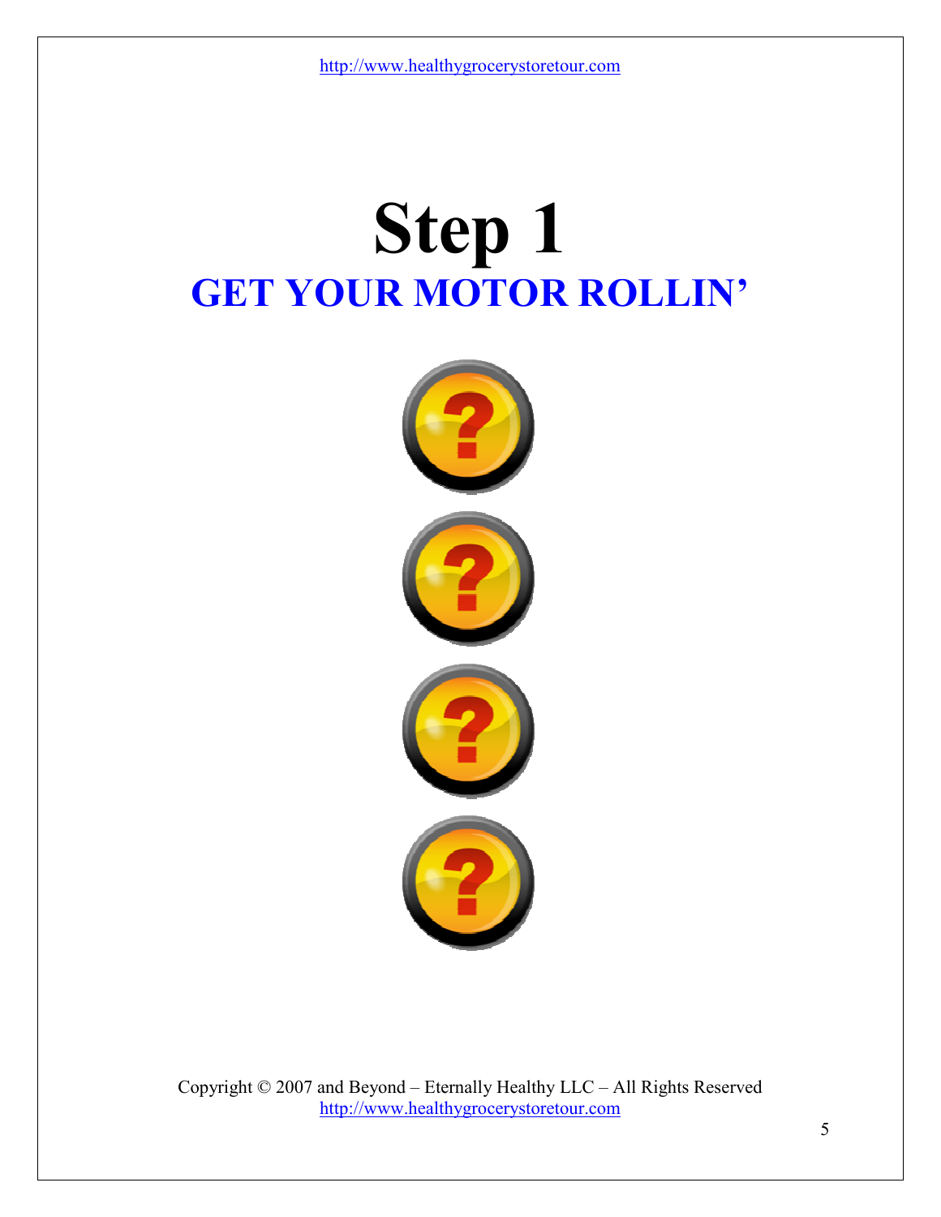# Step 1

## GET YOUR MOTOR ROLLIN'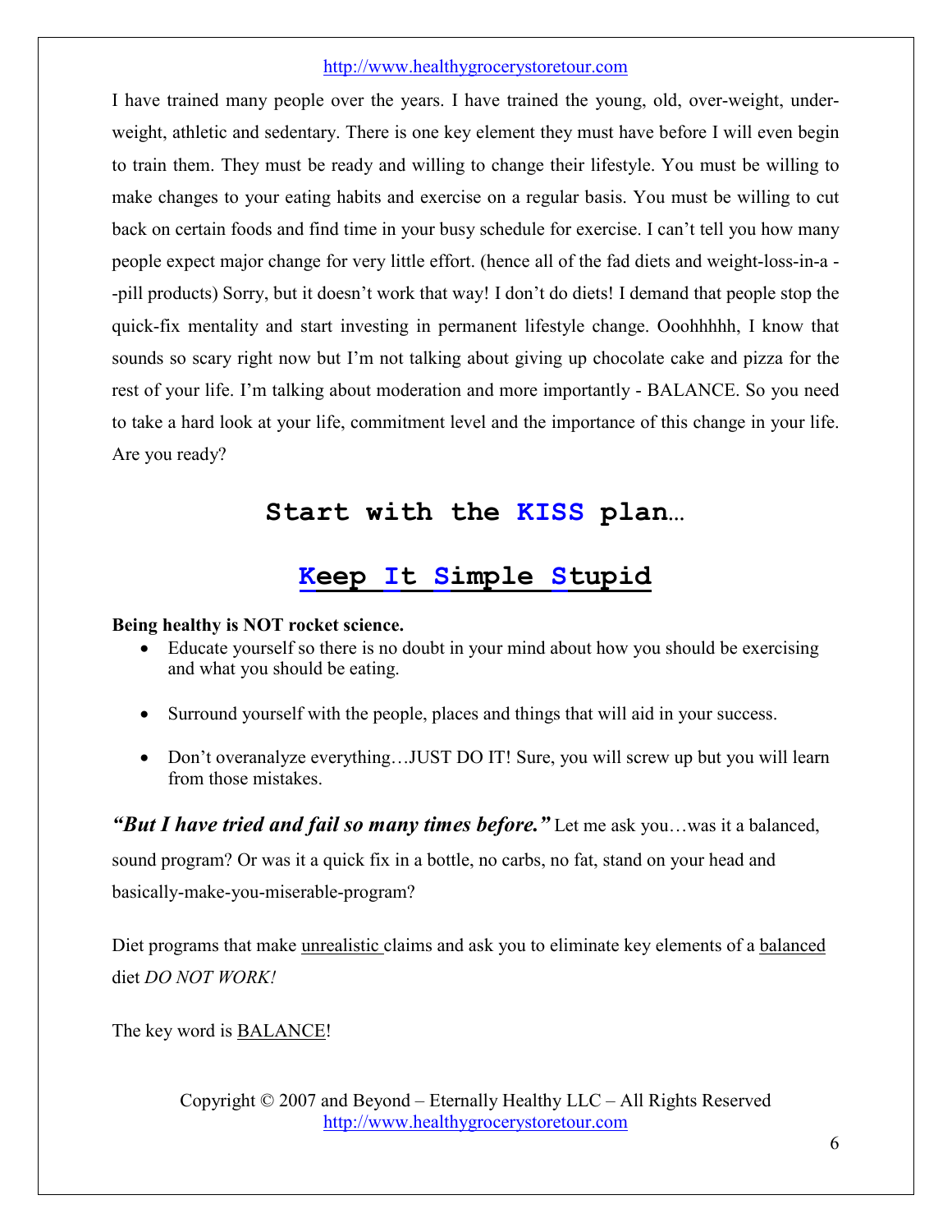I have trained many people over the years. I have trained the young, old, over-weight, under-weight, athletic and sedentary. There is one key element they must have before I will even begin to train them. They must be ready and willing to change their lifestyle. You must be willing to make changes to your eating habits and exercise on a regular basis. You must be willing to cut back on certain foods and find time in your busy schedule for exercise. I can't tell you how many people expect major change for very little effort. (hence all of the fad diets and weight-loss-in-a --pill products) Sorry, but it doesn't work that way! I don't do diets! I demand that people stop the quick-fix mentality and start investing in permanent lifestyle change. Ooohhhhh, I know that sounds so scary right now but I'm not talking about giving up chocolate cake and pizza for the rest of your life. I'm talking about moderation and more importantly - BALANCE. So you need to take a hard look at your life, commitment level and the importance of this change in your life. Are you ready?

## Start with the KISS plan…

## Keep It Simple Stupid

**Being healthy is NOT rocket science.**

- Educate yourself so there is no doubt in your mind about how you should be exercising and what you should be eating.
- Surround yourself with the people, places and things that will aid in your success.
- Don't overanalyze everything…JUST DO IT! Sure, you will screw up but you will learn from those mistakes.

***"But I have tried and fail so many times before."*** Let me ask you…was it a balanced, sound program? Or was it a quick fix in a bottle, no carbs, no fat, stand on your head and basically-make-you-miserable-program?

Diet programs that make unrealistic claims and ask you to eliminate key elements of a balanced diet *DO NOT WORK!*

The key word is BALANCE!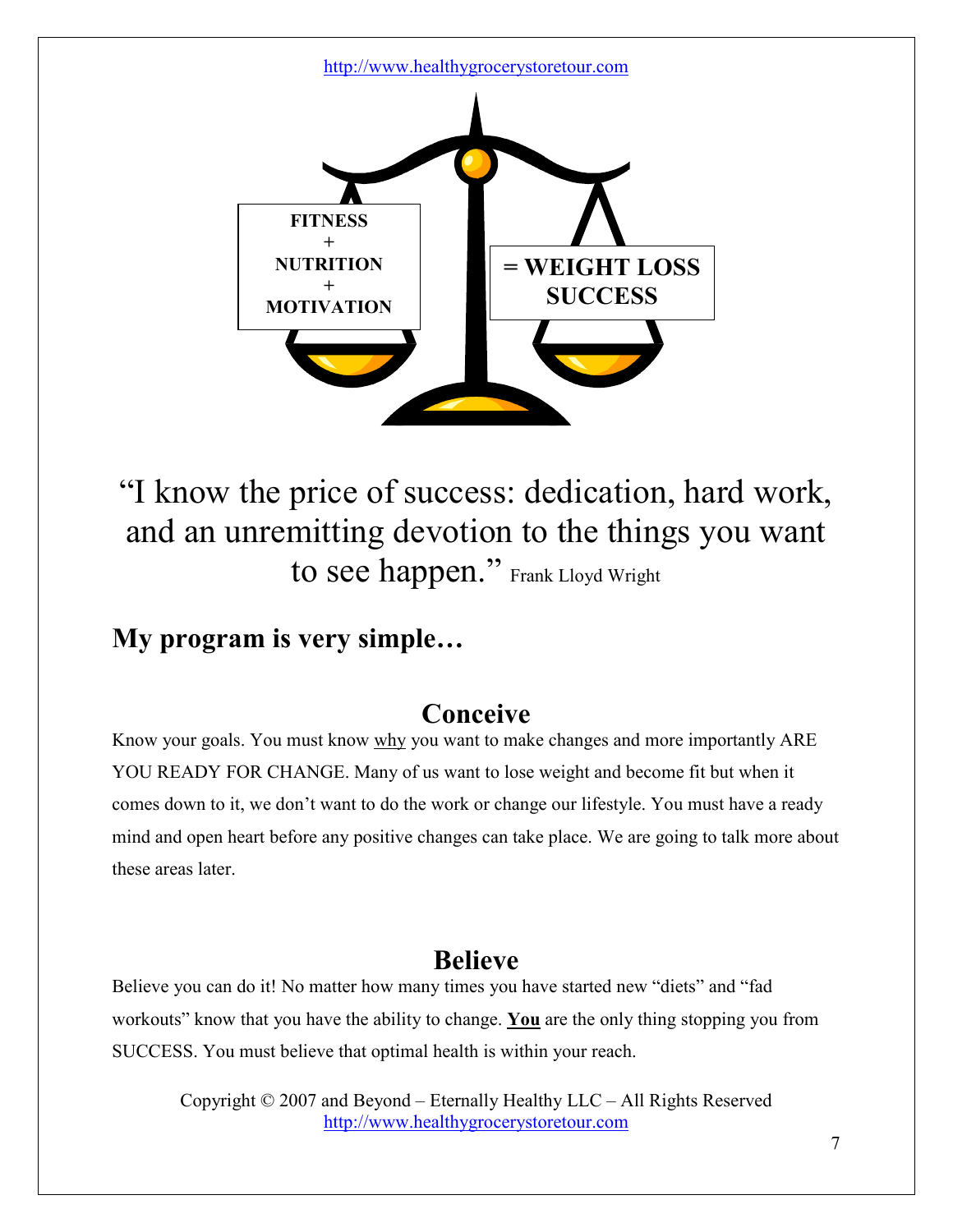FITNESS
+
NUTRITION
+
MOTIVATION

= WEIGHT LOSS SUCCESS

"I know the price of success: dedication, hard work, and an unremitting devotion to the things you want to see happen." Frank Lloyd Wright

## My program is very simple…

### Conceive

Know your goals. You must know <u>why</u> you want to make changes and more importantly ARE YOU READY FOR CHANGE. Many of us want to lose weight and become fit but when it comes down to it, we don't want to do the work or change our lifestyle. You must have a ready mind and open heart before any positive changes can take place. We are going to talk more about these areas later.

### Believe

Believe you can do it! No matter how many times you have started new "diets" and "fad workouts" know that you have the ability to change. <u>**You**</u> are the only thing stopping you from SUCCESS. You must believe that optimal health is within your reach.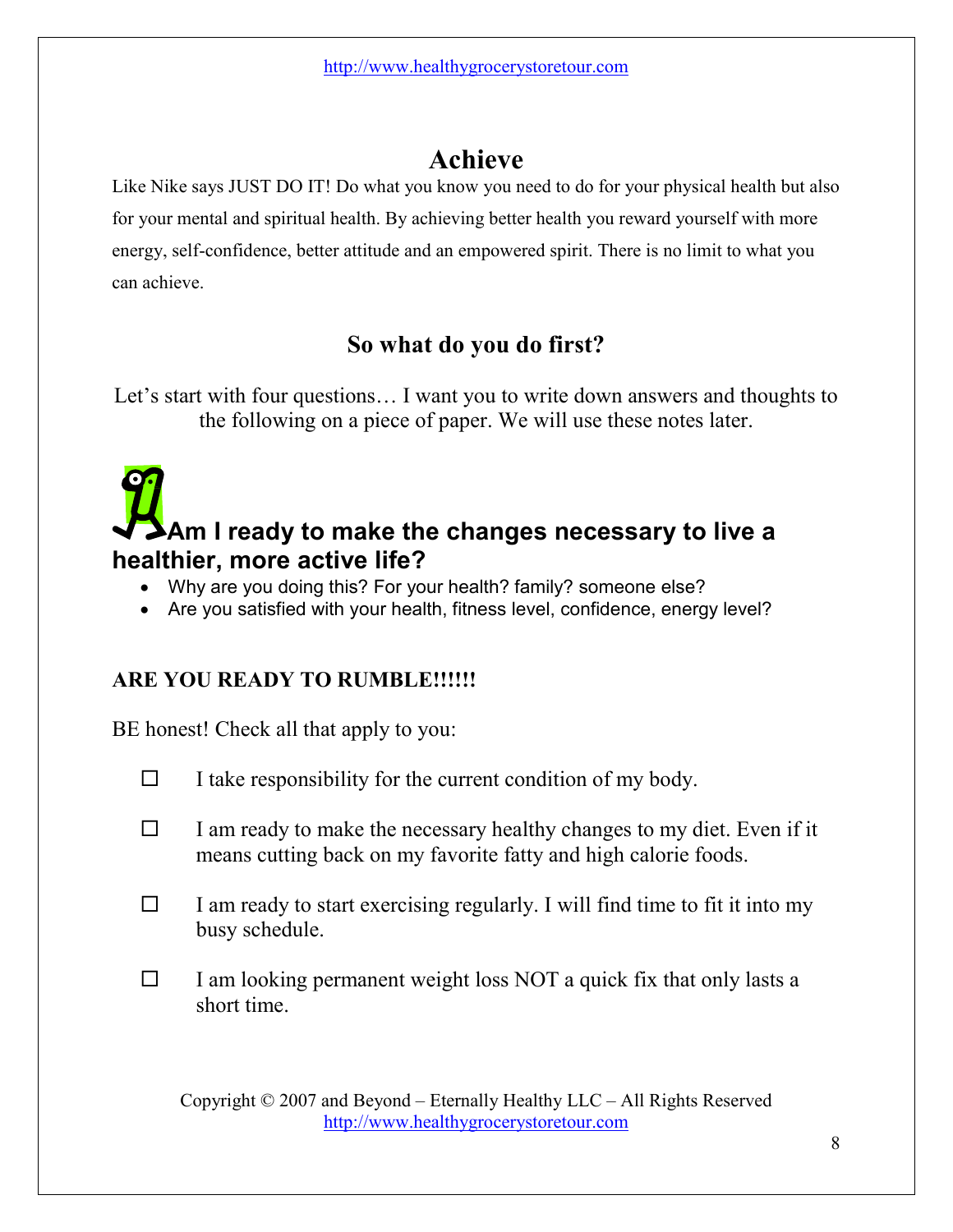## Achieve

Like Nike says JUST DO IT! Do what you know you need to do for your physical health but also for your mental and spiritual health. By achieving better health you reward yourself with more energy, self-confidence, better attitude and an empowered spirit. There is no limit to what you can achieve.

### So what do you do first?

Let's start with four questions… I want you to write down answers and thoughts to the following on a piece of paper. We will use these notes later.

### Am I ready to make the changes necessary to live a healthier, more active life?

- Why are you doing this? For your health? family? someone else?
- Are you satisfied with your health, fitness level, confidence, energy level?

**ARE YOU READY TO RUMBLE!!!!!!**

BE honest! Check all that apply to you:

- ☐ I take responsibility for the current condition of my body.
- ☐ I am ready to make the necessary healthy changes to my diet. Even if it means cutting back on my favorite fatty and high calorie foods.
- ☐ I am ready to start exercising regularly. I will find time to fit it into my busy schedule.
- ☐ I am looking permanent weight loss NOT a quick fix that only lasts a short time.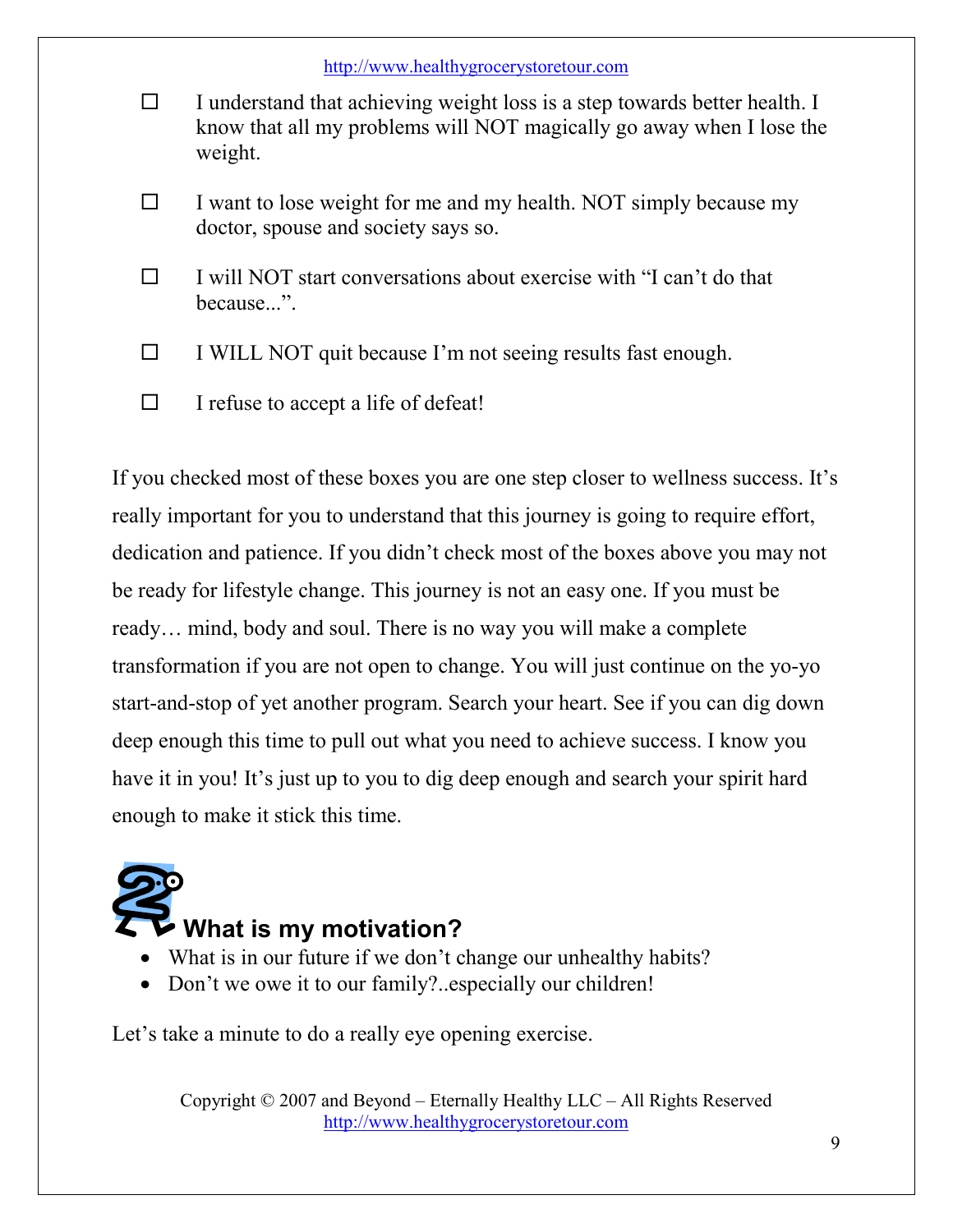- ☐ I understand that achieving weight loss is a step towards better health. I know that all my problems will NOT magically go away when I lose the weight.

- ☐ I want to lose weight for me and my health. NOT simply because my doctor, spouse and society says so.

- ☐ I will NOT start conversations about exercise with "I can't do that because...".

- ☐ I WILL NOT quit because I'm not seeing results fast enough.

- ☐ I refuse to accept a life of defeat!

If you checked most of these boxes you are one step closer to wellness success. It's really important for you to understand that this journey is going to require effort, dedication and patience. If you didn't check most of the boxes above you may not be ready for lifestyle change. This journey is not an easy one. If you must be ready… mind, body and soul. There is no way you will make a complete transformation if you are not open to change. You will just continue on the yo-yo start-and-stop of yet another program. Search your heart. See if you can dig down deep enough this time to pull out what you need to achieve success. I know you have it in you! It's just up to you to dig deep enough and search your spirit hard enough to make it stick this time.

## What is my motivation?

- What is in our future if we don't change our unhealthy habits?
- Don't we owe it to our family?..especially our children!

Let's take a minute to do a really eye opening exercise.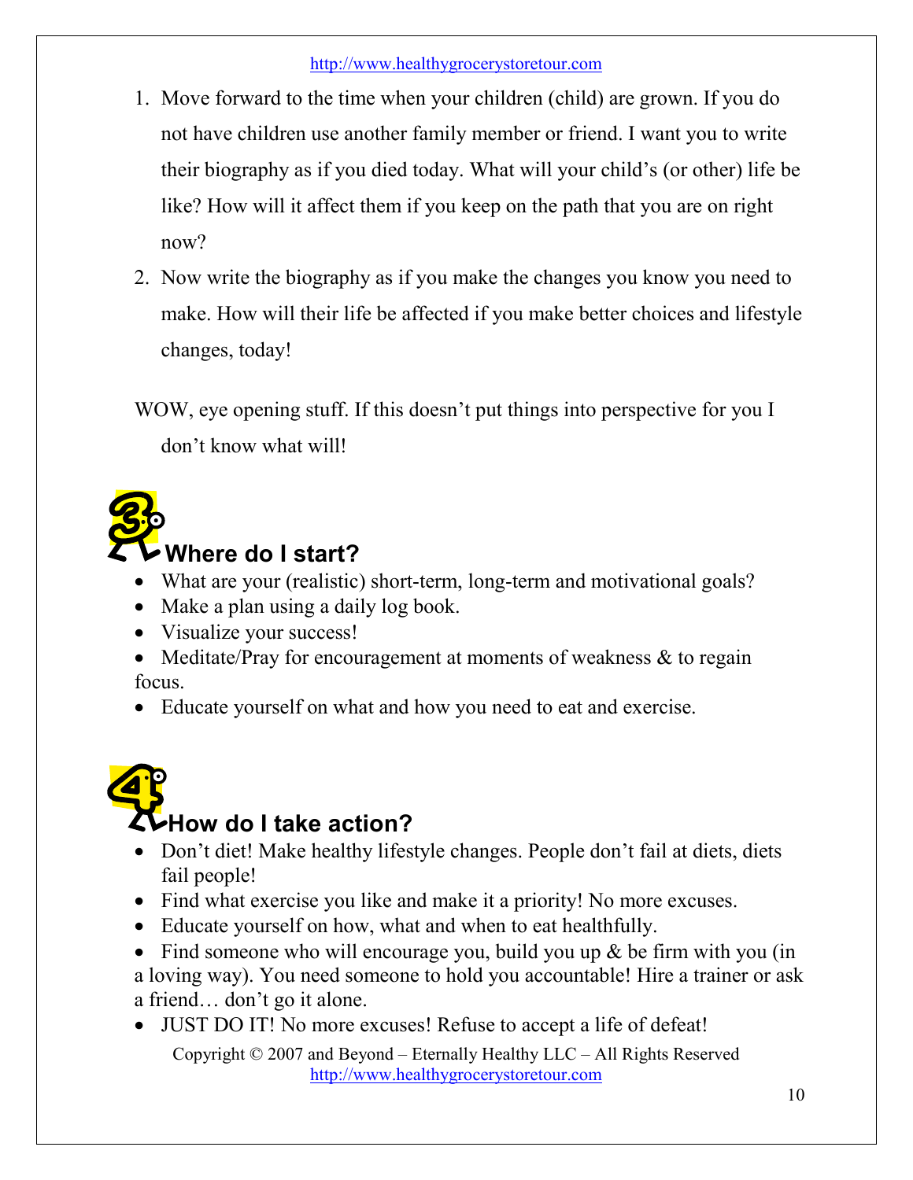1. Move forward to the time when your children (child) are grown. If you do not have children use another family member or friend. I want you to write their biography as if you died today. What will your child's (or other) life be like? How will it affect them if you keep on the path that you are on right now?
2. Now write the biography as if you make the changes you know you need to make. How will their life be affected if you make better choices and lifestyle changes, today!

WOW, eye opening stuff. If this doesn't put things into perspective for you I don't know what will!

## 3. Where do I start?

- What are your (realistic) short-term, long-term and motivational goals?
- Make a plan using a daily log book.
- Visualize your success!
- Meditate/Pray for encouragement at moments of weakness & to regain focus.
- Educate yourself on what and how you need to eat and exercise.

## 4. How do I take action?

- Don't diet! Make healthy lifestyle changes. People don't fail at diets, diets fail people!
- Find what exercise you like and make it a priority! No more excuses.
- Educate yourself on how, what and when to eat healthfully.
- Find someone who will encourage you, build you up & be firm with you (in a loving way). You need someone to hold you accountable! Hire a trainer or ask a friend… don't go it alone.
- JUST DO IT! No more excuses! Refuse to accept a life of defeat!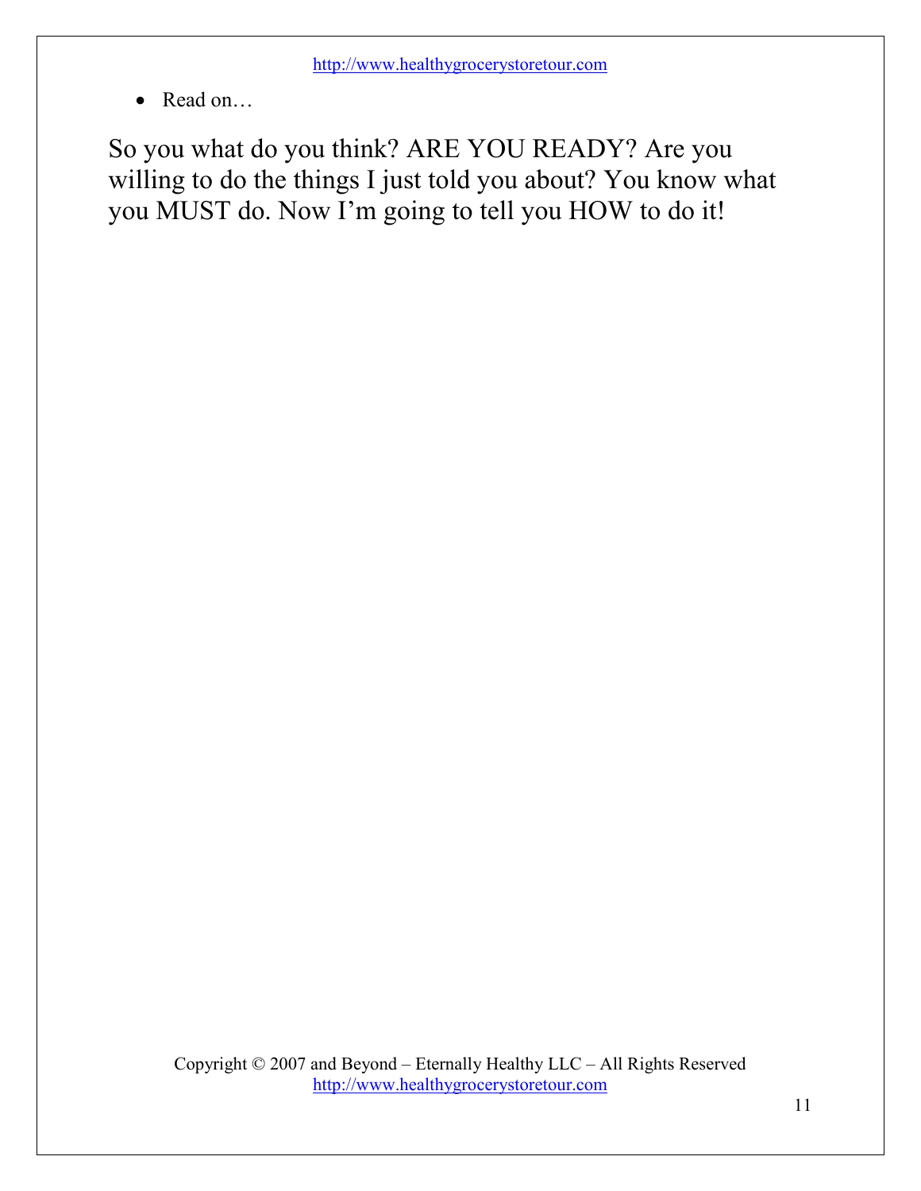- Read on…

So you what do you think? ARE YOU READY? Are you willing to do the things I just told you about? You know what you MUST do. Now I'm going to tell you HOW to do it!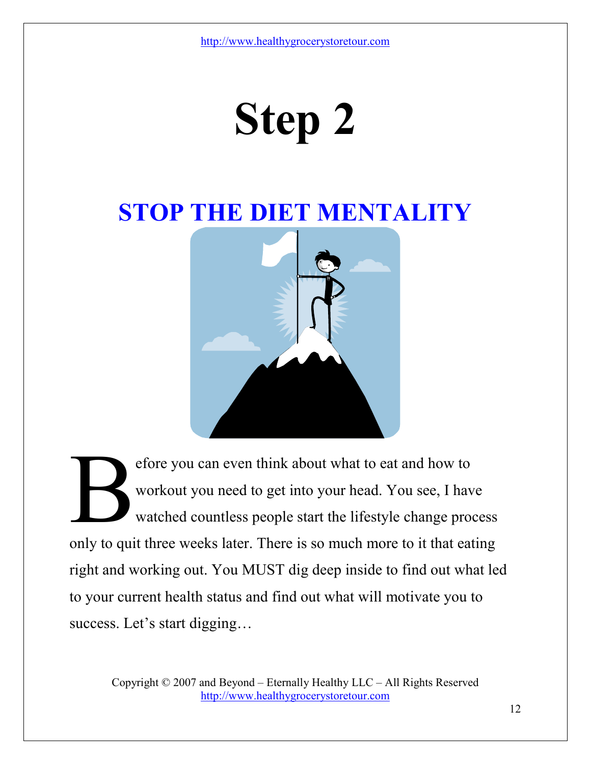# Step 2

## STOP THE DIET MENTALITY

Before you can even think about what to eat and how to workout you need to get into your head. You see, I have watched countless people start the lifestyle change process only to quit three weeks later. There is so much more to it that eating right and working out. You MUST dig deep inside to find out what led to your current health status and find out what will motivate you to success. Let's start digging…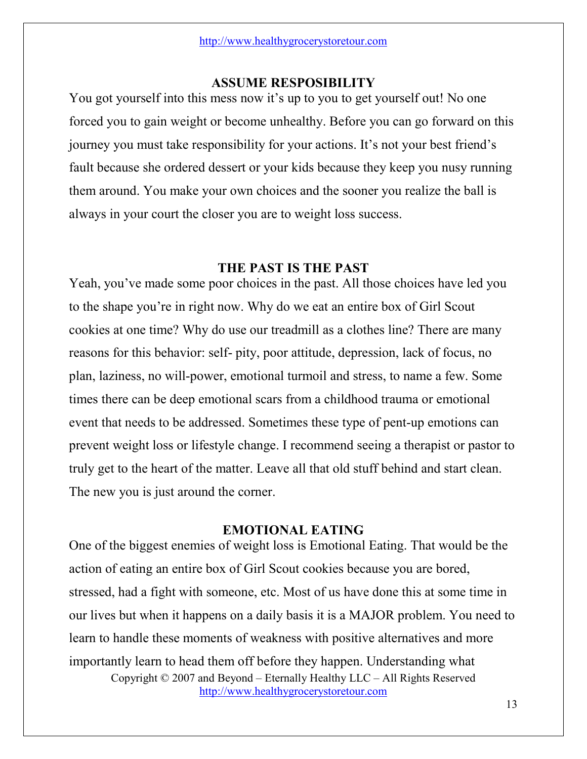## ASSUME RESPOSIBILITY

You got yourself into this mess now it's up to you to get yourself out! No one forced you to gain weight or become unhealthy. Before you can go forward on this journey you must take responsibility for your actions. It's not your best friend's fault because she ordered dessert or your kids because they keep you nusy running them around. You make your own choices and the sooner you realize the ball is always in your court the closer you are to weight loss success.

## THE PAST IS THE PAST

Yeah, you've made some poor choices in the past. All those choices have led you to the shape you're in right now. Why do we eat an entire box of Girl Scout cookies at one time? Why do use our treadmill as a clothes line? There are many reasons for this behavior: self- pity, poor attitude, depression, lack of focus, no plan, laziness, no will-power, emotional turmoil and stress, to name a few. Some times there can be deep emotional scars from a childhood trauma or emotional event that needs to be addressed. Sometimes these type of pent-up emotions can prevent weight loss or lifestyle change. I recommend seeing a therapist or pastor to truly get to the heart of the matter. Leave all that old stuff behind and start clean. The new you is just around the corner.

## EMOTIONAL EATING

One of the biggest enemies of weight loss is Emotional Eating. That would be the action of eating an entire box of Girl Scout cookies because you are bored, stressed, had a fight with someone, etc. Most of us have done this at some time in our lives but when it happens on a daily basis it is a MAJOR problem. You need to learn to handle these moments of weakness with positive alternatives and more importantly learn to head them off before they happen. Understanding what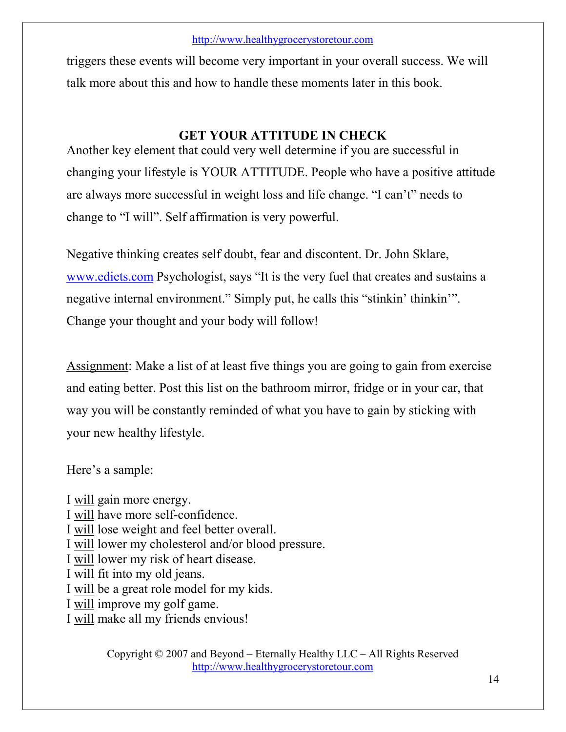triggers these events will become very important in your overall success. We will talk more about this and how to handle these moments later in this book.

## GET YOUR ATTITUDE IN CHECK

Another key element that could very well determine if you are successful in changing your lifestyle is YOUR ATTITUDE. People who have a positive attitude are always more successful in weight loss and life change. “I can’t” needs to change to “I will”. Self affirmation is very powerful.

Negative thinking creates self doubt, fear and discontent. Dr. John Sklare, [www.ediets.com](http://www.ediets.com) Psychologist, says “It is the very fuel that creates and sustains a negative internal environment.” Simply put, he calls this “stinkin’ thinkin’”. Change your thought and your body will follow!

<u>Assignment</u>: Make a list of at least five things you are going to gain from exercise and eating better. Post this list on the bathroom mirror, fridge or in your car, that way you will be constantly reminded of what you have to gain by sticking with your new healthy lifestyle.

Here’s a sample:

I <u>will</u> gain more energy.
I <u>will</u> have more self-confidence.
I <u>will</u> lose weight and feel better overall.
I <u>will</u> lower my cholesterol and/or blood pressure.
I <u>will</u> lower my risk of heart disease.
I <u>will</u> fit into my old jeans.
I <u>will</u> be a great role model for my kids.
I <u>will</u> improve my golf game.
I <u>will</u> make all my friends envious!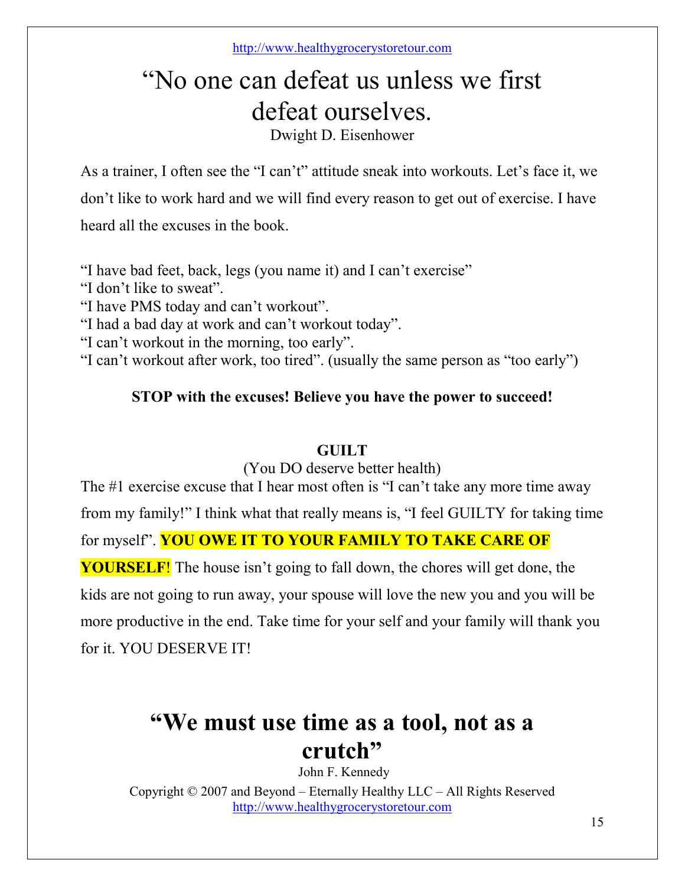# "No one can defeat us unless we first defeat ourselves.

Dwight D. Eisenhower

As a trainer, I often see the "I can't" attitude sneak into workouts. Let's face it, we don't like to work hard and we will find every reason to get out of exercise. I have heard all the excuses in the book.

"I have bad feet, back, legs (you name it) and I can't exercise"  
"I don't like to sweat".  
"I have PMS today and can't workout".  
"I had a bad day at work and can't workout today".  
"I can't workout in the morning, too early".  
"I can't workout after work, too tired". (usually the same person as "too early")

**STOP with the excuses! Believe you have the power to succeed!**

**GUILT**

(You DO deserve better health)

The #1 exercise excuse that I hear most often is "I can't take any more time away from my family!" I think what that really means is, "I feel GUILTY for taking time for myself". **YOU OWE IT TO YOUR FAMILY TO TAKE CARE OF YOURSELF**! The house isn't going to fall down, the chores will get done, the kids are not going to run away, your spouse will love the new you and you will be more productive in the end. Take time for your self and your family will thank you for it. YOU DESERVE IT!

# "We must use time as a tool, not as a crutch"

John F. Kennedy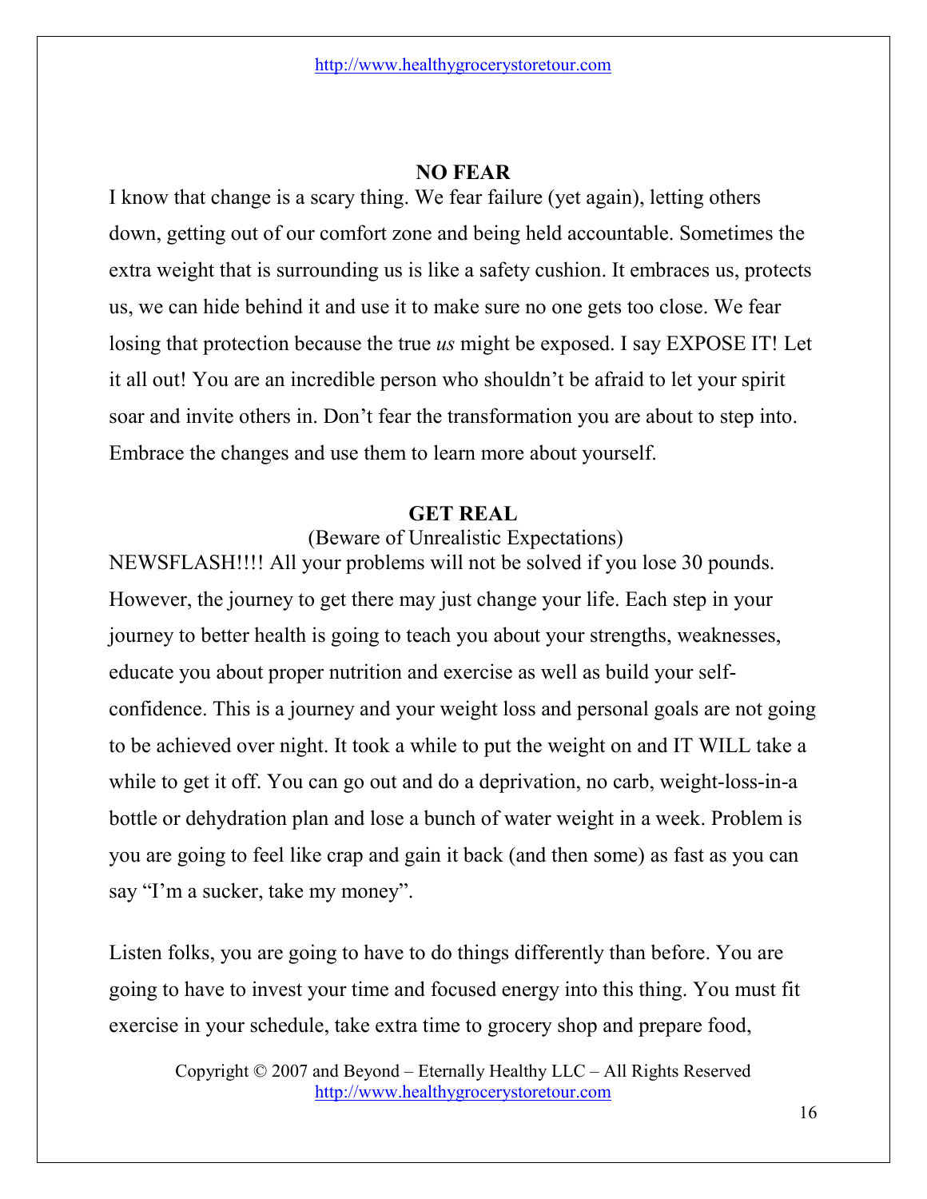## NO FEAR

I know that change is a scary thing. We fear failure (yet again), letting others down, getting out of our comfort zone and being held accountable. Sometimes the extra weight that is surrounding us is like a safety cushion. It embraces us, protects us, we can hide behind it and use it to make sure no one gets too close. We fear losing that protection because the true *us* might be exposed. I say EXPOSE IT! Let it all out! You are an incredible person who shouldn't be afraid to let your spirit soar and invite others in. Don't fear the transformation you are about to step into. Embrace the changes and use them to learn more about yourself.

## GET REAL

(Beware of Unrealistic Expectations)

NEWSFLASH!!!! All your problems will not be solved if you lose 30 pounds. However, the journey to get there may just change your life. Each step in your journey to better health is going to teach you about your strengths, weaknesses, educate you about proper nutrition and exercise as well as build your self-confidence. This is a journey and your weight loss and personal goals are not going to be achieved over night. It took a while to put the weight on and IT WILL take a while to get it off. You can go out and do a deprivation, no carb, weight-loss-in-a bottle or dehydration plan and lose a bunch of water weight in a week. Problem is you are going to feel like crap and gain it back (and then some) as fast as you can say "I'm a sucker, take my money".

Listen folks, you are going to have to do things differently than before. You are going to have to invest your time and focused energy into this thing. You must fit exercise in your schedule, take extra time to grocery shop and prepare food,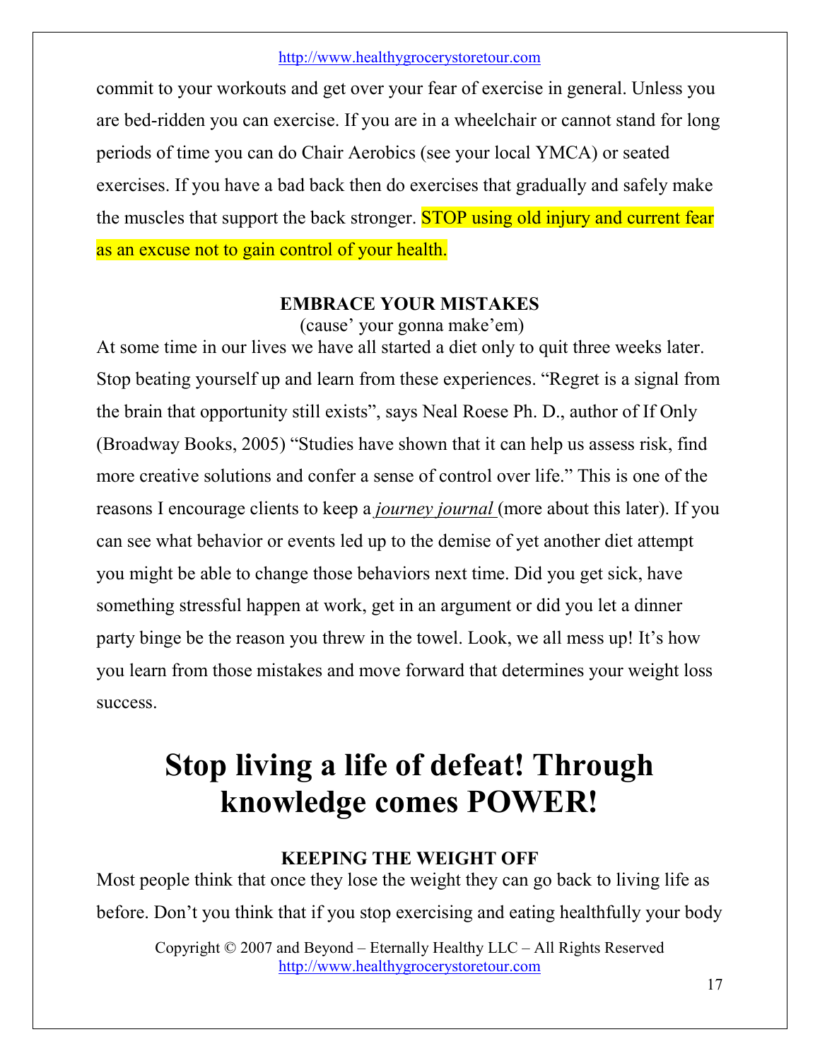commit to your workouts and get over your fear of exercise in general. Unless you are bed-ridden you can exercise. If you are in a wheelchair or cannot stand for long periods of time you can do Chair Aerobics (see your local YMCA) or seated exercises. If you have a bad back then do exercises that gradually and safely make the muscles that support the back stronger. STOP using old injury and current fear as an excuse not to gain control of your health.

### EMBRACE YOUR MISTAKES

(cause' your gonna make'em)

At some time in our lives we have all started a diet only to quit three weeks later. Stop beating yourself up and learn from these experiences. "Regret is a signal from the brain that opportunity still exists", says Neal Roese Ph. D., author of If Only (Broadway Books, 2005) "Studies have shown that it can help us assess risk, find more creative solutions and confer a sense of control over life." This is one of the reasons I encourage clients to keep a *journey journal* (more about this later). If you can see what behavior or events led up to the demise of yet another diet attempt you might be able to change those behaviors next time. Did you get sick, have something stressful happen at work, get in an argument or did you let a dinner party binge be the reason you threw in the towel. Look, we all mess up! It's how you learn from those mistakes and move forward that determines your weight loss success.

# Stop living a life of defeat! Through knowledge comes POWER!

### KEEPING THE WEIGHT OFF

Most people think that once they lose the weight they can go back to living life as before. Don't you think that if you stop exercising and eating healthfully your body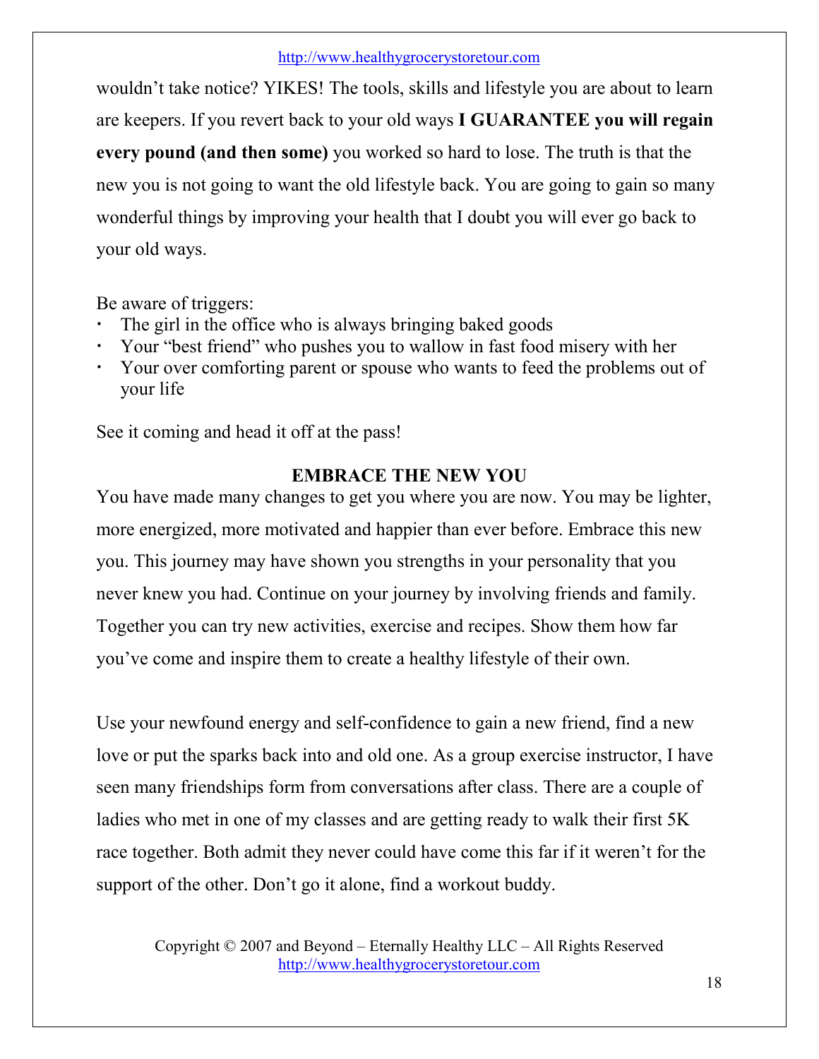wouldn't take notice? YIKES! The tools, skills and lifestyle you are about to learn are keepers. If you revert back to your old ways **I GUARANTEE you will regain every pound (and then some)** you worked so hard to lose. The truth is that the new you is not going to want the old lifestyle back. You are going to gain so many wonderful things by improving your health that I doubt you will ever go back to your old ways.

Be aware of triggers:

- The girl in the office who is always bringing baked goods
- Your "best friend" who pushes you to wallow in fast food misery with her
- Your over comforting parent or spouse who wants to feed the problems out of your life

See it coming and head it off at the pass!

## EMBRACE THE NEW YOU

You have made many changes to get you where you are now. You may be lighter, more energized, more motivated and happier than ever before. Embrace this new you. This journey may have shown you strengths in your personality that you never knew you had. Continue on your journey by involving friends and family. Together you can try new activities, exercise and recipes. Show them how far you've come and inspire them to create a healthy lifestyle of their own.

Use your newfound energy and self-confidence to gain a new friend, find a new love or put the sparks back into and old one. As a group exercise instructor, I have seen many friendships form from conversations after class. There are a couple of ladies who met in one of my classes and are getting ready to walk their first 5K race together. Both admit they never could have come this far if it weren't for the support of the other. Don't go it alone, find a workout buddy.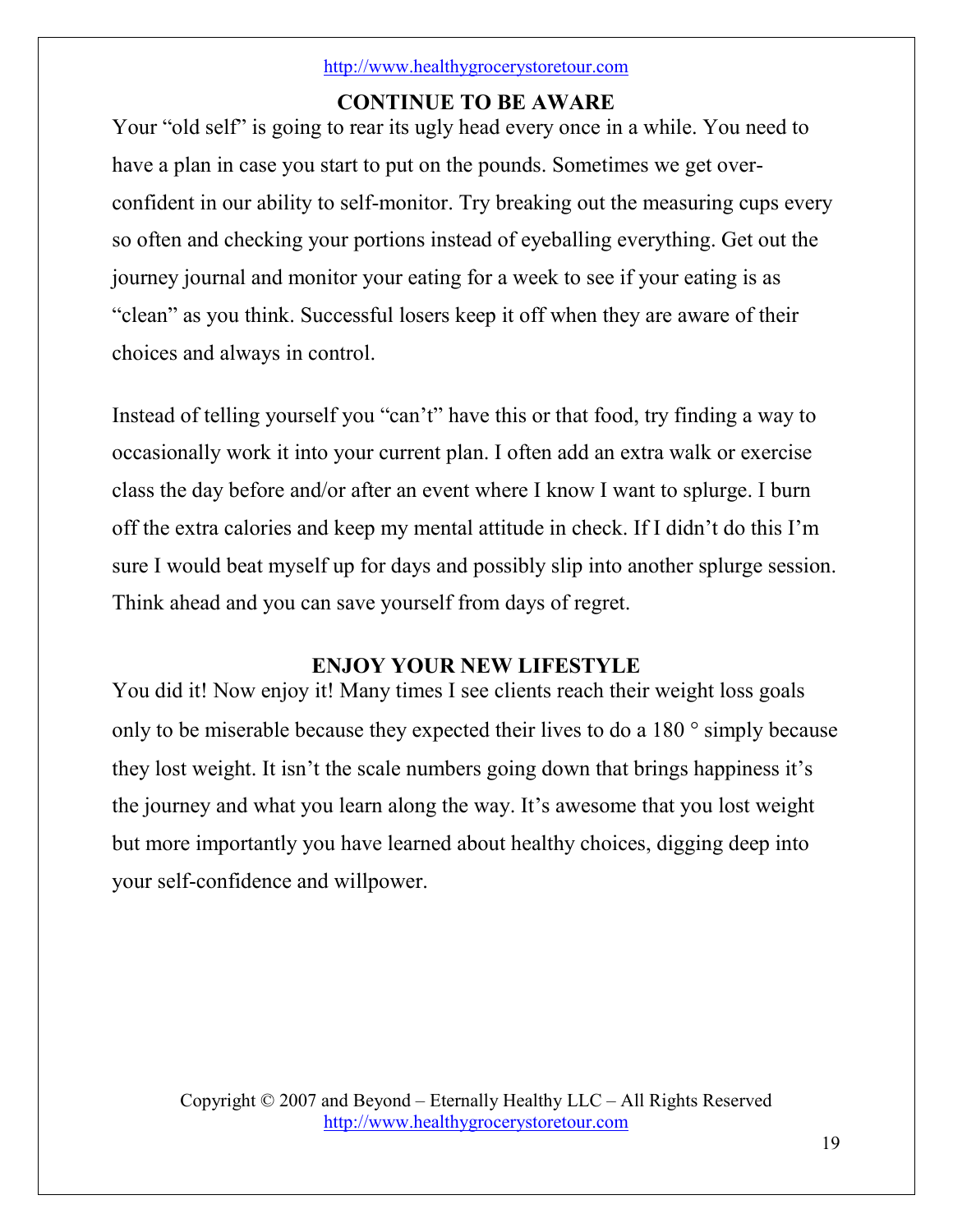## CONTINUE TO BE AWARE

Your "old self" is going to rear its ugly head every once in a while. You need to have a plan in case you start to put on the pounds. Sometimes we get over-confident in our ability to self-monitor. Try breaking out the measuring cups every so often and checking your portions instead of eyeballing everything. Get out the journey journal and monitor your eating for a week to see if your eating is as "clean" as you think. Successful losers keep it off when they are aware of their choices and always in control.

Instead of telling yourself you "can't" have this or that food, try finding a way to occasionally work it into your current plan. I often add an extra walk or exercise class the day before and/or after an event where I know I want to splurge. I burn off the extra calories and keep my mental attitude in check. If I didn't do this I'm sure I would beat myself up for days and possibly slip into another splurge session. Think ahead and you can save yourself from days of regret.

## ENJOY YOUR NEW LIFESTYLE

You did it! Now enjoy it! Many times I see clients reach their weight loss goals only to be miserable because they expected their lives to do a 180 ° simply because they lost weight. It isn't the scale numbers going down that brings happiness it's the journey and what you learn along the way. It's awesome that you lost weight but more importantly you have learned about healthy choices, digging deep into your self-confidence and willpower.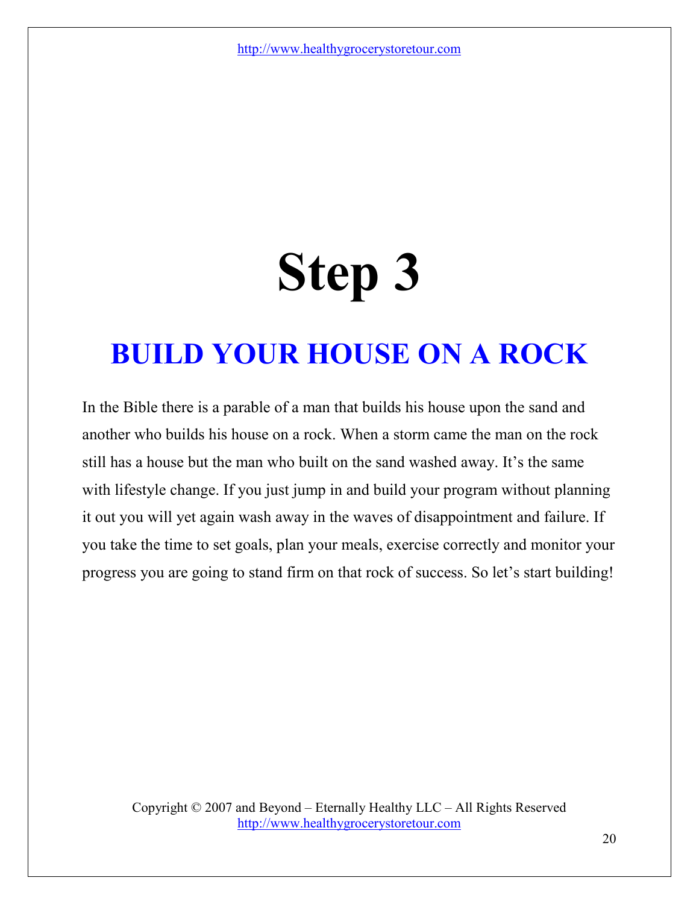# Step 3

## BUILD YOUR HOUSE ON A ROCK

In the Bible there is a parable of a man that builds his house upon the sand and another who builds his house on a rock. When a storm came the man on the rock still has a house but the man who built on the sand washed away. It's the same with lifestyle change. If you just jump in and build your program without planning it out you will yet again wash away in the waves of disappointment and failure. If you take the time to set goals, plan your meals, exercise correctly and monitor your progress you are going to stand firm on that rock of success. So let's start building!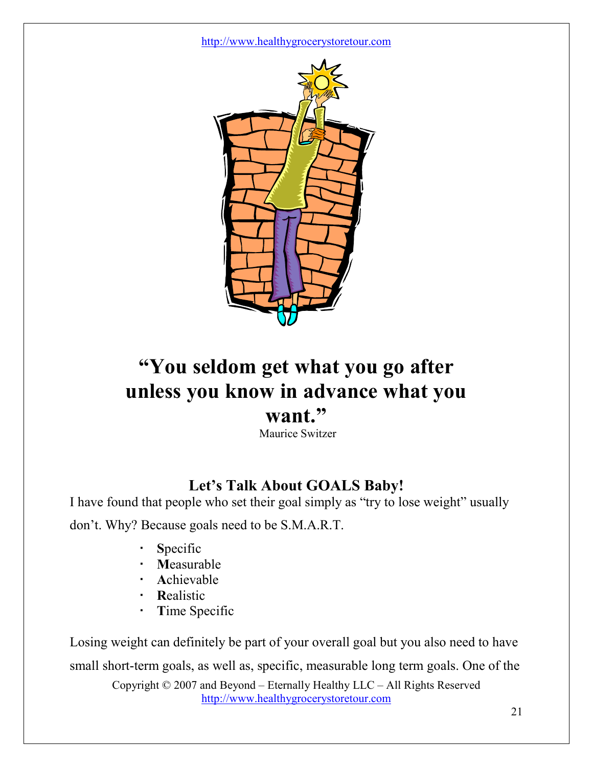# "You seldom get what you go after unless you know in advance what you want."

Maurice Switzer

## Let's Talk About GOALS Baby!

I have found that people who set their goal simply as "try to lose weight" usually don't. Why? Because goals need to be S.M.A.R.T.

- **S**pecific
- **M**easurable
- **A**chievable
- **R**ealistic
- **T**ime Specific

Losing weight can definitely be part of your overall goal but you also need to have small short-term goals, as well as, specific, measurable long term goals. One of the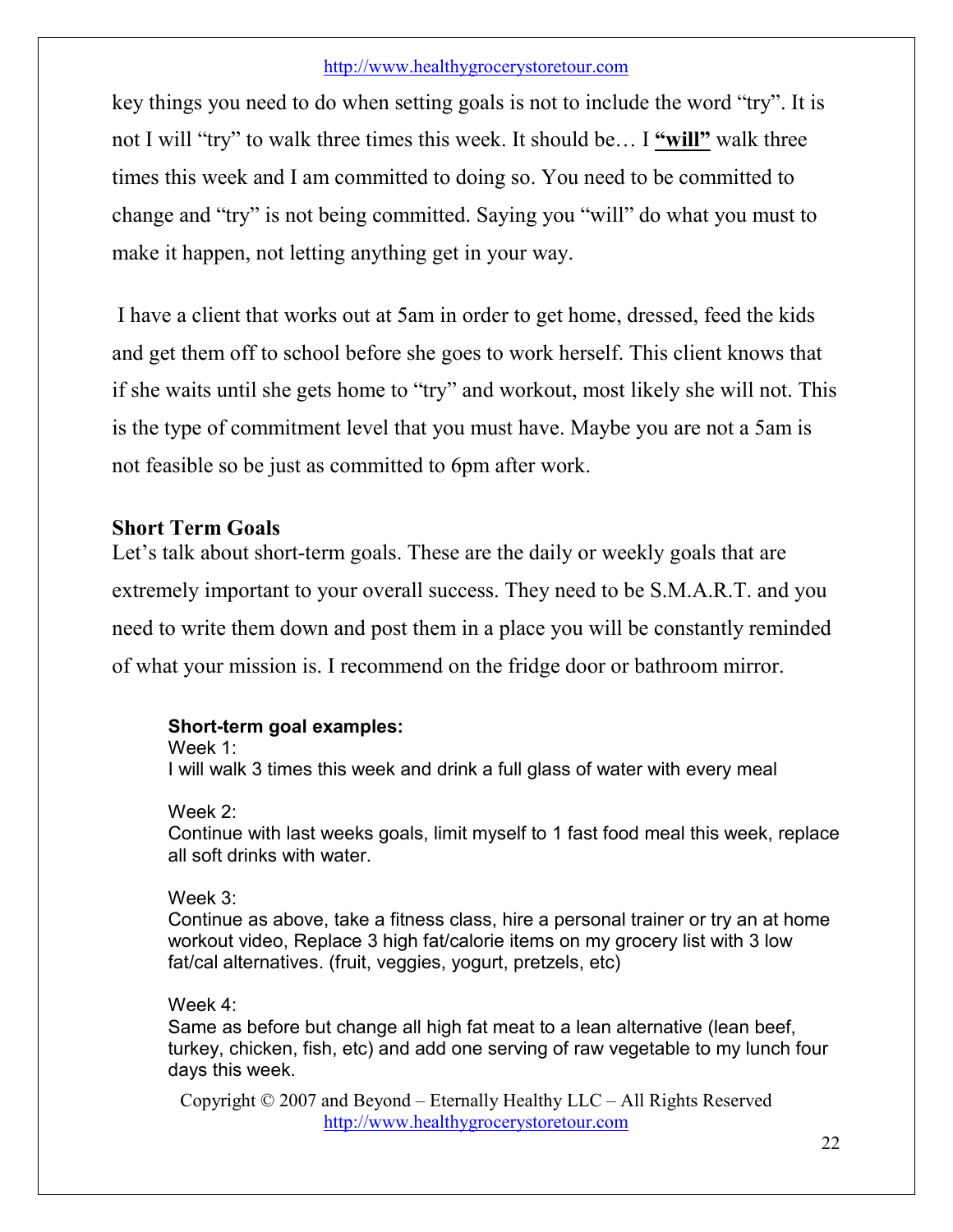key things you need to do when setting goals is not to include the word "try". It is not I will "try" to walk three times this week. It should be… I **<u>"will"</u>** walk three times this week and I am committed to doing so. You need to be committed to change and "try" is not being committed. Saying you "will" do what you must to make it happen, not letting anything get in your way.

I have a client that works out at 5am in order to get home, dressed, feed the kids and get them off to school before she goes to work herself. This client knows that if she waits until she gets home to "try" and workout, most likely she will not. This is the type of commitment level that you must have. Maybe you are not a 5am is not feasible so be just as committed to 6pm after work.

**Short Term Goals**

Let's talk about short-term goals. These are the daily or weekly goals that are extremely important to your overall success. They need to be S.M.A.R.T. and you need to write them down and post them in a place you will be constantly reminded of what your mission is. I recommend on the fridge door or bathroom mirror.

**Short-term goal examples:**

Week 1:
I will walk 3 times this week and drink a full glass of water with every meal

Week 2:
Continue with last weeks goals, limit myself to 1 fast food meal this week, replace all soft drinks with water.

Week 3:
Continue as above, take a fitness class, hire a personal trainer or try an at home workout video, Replace 3 high fat/calorie items on my grocery list with 3 low fat/cal alternatives. (fruit, veggies, yogurt, pretzels, etc)

Week 4:
Same as before but change all high fat meat to a lean alternative (lean beef, turkey, chicken, fish, etc) and add one serving of raw vegetable to my lunch four days this week.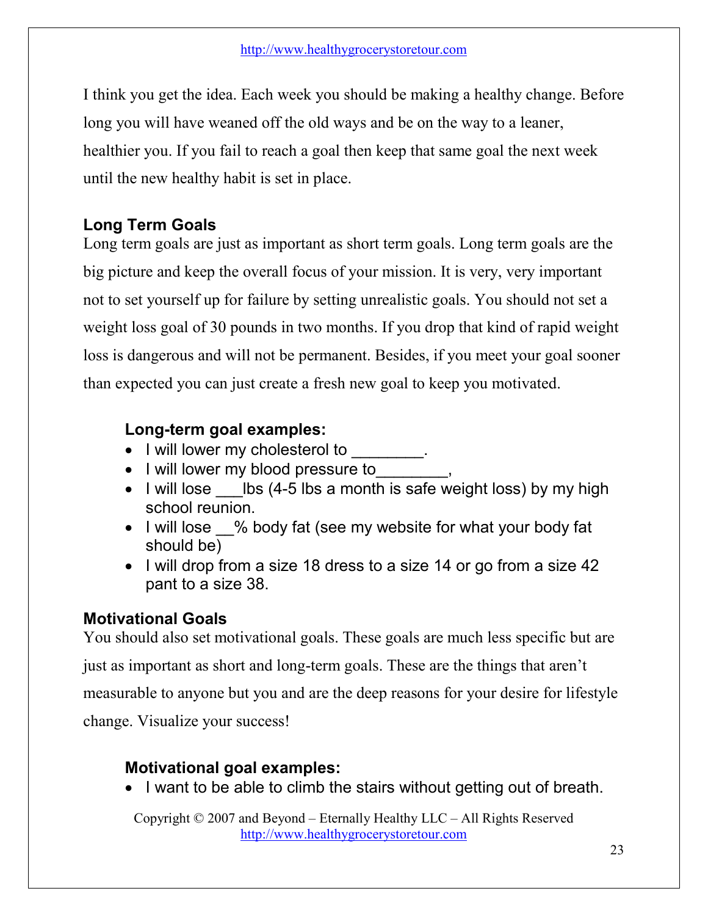I think you get the idea. Each week you should be making a healthy change. Before long you will have weaned off the old ways and be on the way to a leaner, healthier you. If you fail to reach a goal then keep that same goal the next week until the new healthy habit is set in place.

### Long Term Goals

Long term goals are just as important as short term goals. Long term goals are the big picture and keep the overall focus of your mission. It is very, very important not to set yourself up for failure by setting unrealistic goals. You should not set a weight loss goal of 30 pounds in two months. If you drop that kind of rapid weight loss is dangerous and will not be permanent. Besides, if you meet your goal sooner than expected you can just create a fresh new goal to keep you motivated.

**Long-term goal examples:**

- I will lower my cholesterol to ________.
- I will lower my blood pressure to________,
- I will lose ___lbs (4-5 lbs a month is safe weight loss) by my high school reunion.
- I will lose __% body fat (see my website for what your body fat should be)
- I will drop from a size 18 dress to a size 14 or go from a size 42 pant to a size 38.

### Motivational Goals

You should also set motivational goals. These goals are much less specific but are just as important as short and long-term goals. These are the things that aren't measurable to anyone but you and are the deep reasons for your desire for lifestyle change. Visualize your success!

**Motivational goal examples:**

- I want to be able to climb the stairs without getting out of breath.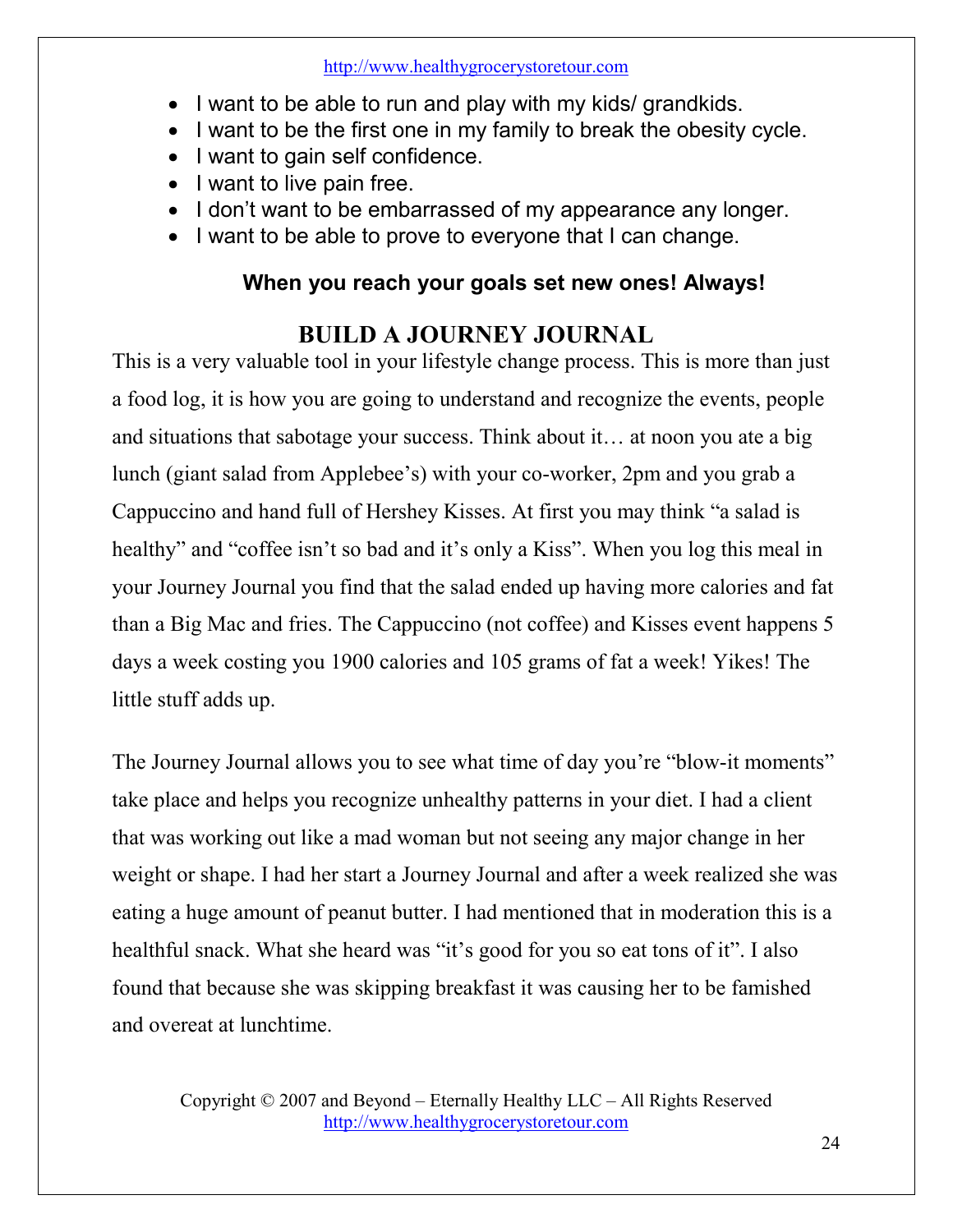- I want to be able to run and play with my kids/ grandkids.
- I want to be the first one in my family to break the obesity cycle.
- I want to gain self confidence.
- I want to live pain free.
- I don't want to be embarrassed of my appearance any longer.
- I want to be able to prove to everyone that I can change.

**When you reach your goals set new ones! Always!**

## BUILD A JOURNEY JOURNAL

This is a very valuable tool in your lifestyle change process. This is more than just a food log, it is how you are going to understand and recognize the events, people and situations that sabotage your success. Think about it… at noon you ate a big lunch (giant salad from Applebee's) with your co-worker, 2pm and you grab a Cappuccino and hand full of Hershey Kisses. At first you may think "a salad is healthy" and "coffee isn't so bad and it's only a Kiss". When you log this meal in your Journey Journal you find that the salad ended up having more calories and fat than a Big Mac and fries. The Cappuccino (not coffee) and Kisses event happens 5 days a week costing you 1900 calories and 105 grams of fat a week! Yikes! The little stuff adds up.

The Journey Journal allows you to see what time of day you're "blow-it moments" take place and helps you recognize unhealthy patterns in your diet. I had a client that was working out like a mad woman but not seeing any major change in her weight or shape. I had her start a Journey Journal and after a week realized she was eating a huge amount of peanut butter. I had mentioned that in moderation this is a healthful snack. What she heard was "it's good for you so eat tons of it". I also found that because she was skipping breakfast it was causing her to be famished and overeat at lunchtime.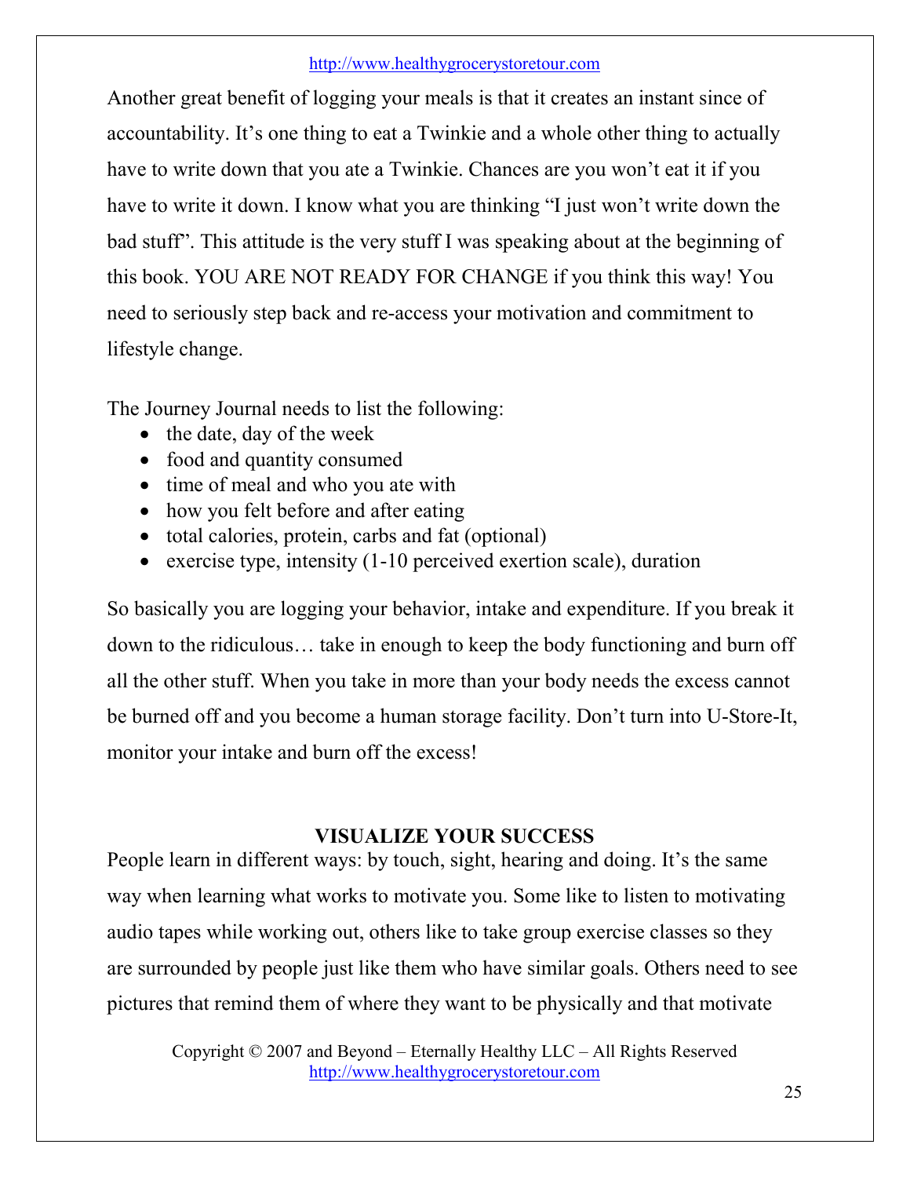Another great benefit of logging your meals is that it creates an instant since of accountability. It's one thing to eat a Twinkie and a whole other thing to actually have to write down that you ate a Twinkie. Chances are you won't eat it if you have to write it down. I know what you are thinking "I just won't write down the bad stuff". This attitude is the very stuff I was speaking about at the beginning of this book. YOU ARE NOT READY FOR CHANGE if you think this way! You need to seriously step back and re-access your motivation and commitment to lifestyle change.

The Journey Journal needs to list the following:

- the date, day of the week
- food and quantity consumed
- time of meal and who you ate with
- how you felt before and after eating
- total calories, protein, carbs and fat (optional)
- exercise type, intensity (1-10 perceived exertion scale), duration

So basically you are logging your behavior, intake and expenditure. If you break it down to the ridiculous… take in enough to keep the body functioning and burn off all the other stuff. When you take in more than your body needs the excess cannot be burned off and you become a human storage facility. Don't turn into U-Store-It, monitor your intake and burn off the excess!

## VISUALIZE YOUR SUCCESS

People learn in different ways: by touch, sight, hearing and doing. It's the same way when learning what works to motivate you. Some like to listen to motivating audio tapes while working out, others like to take group exercise classes so they are surrounded by people just like them who have similar goals. Others need to see pictures that remind them of where they want to be physically and that motivate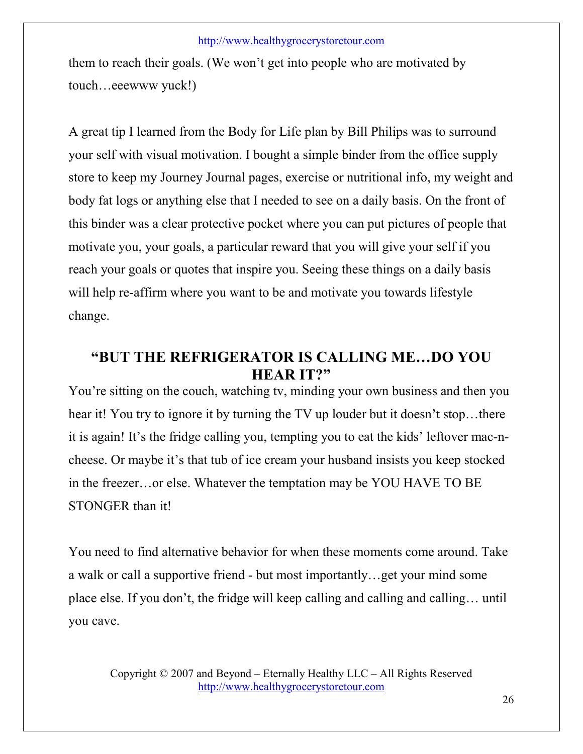them to reach their goals. (We won't get into people who are motivated by touch…eeewww yuck!)

A great tip I learned from the Body for Life plan by Bill Philips was to surround your self with visual motivation. I bought a simple binder from the office supply store to keep my Journey Journal pages, exercise or nutritional info, my weight and body fat logs or anything else that I needed to see on a daily basis. On the front of this binder was a clear protective pocket where you can put pictures of people that motivate you, your goals, a particular reward that you will give your self if you reach your goals or quotes that inspire you. Seeing these things on a daily basis will help re-affirm where you want to be and motivate you towards lifestyle change.

## "BUT THE REFRIGERATOR IS CALLING ME…DO YOU HEAR IT?"

You're sitting on the couch, watching tv, minding your own business and then you hear it! You try to ignore it by turning the TV up louder but it doesn't stop…there it is again! It's the fridge calling you, tempting you to eat the kids' leftover mac-n-cheese. Or maybe it's that tub of ice cream your husband insists you keep stocked in the freezer…or else. Whatever the temptation may be YOU HAVE TO BE STONGER than it!

You need to find alternative behavior for when these moments come around. Take a walk or call a supportive friend - but most importantly…get your mind some place else. If you don't, the fridge will keep calling and calling and calling… until you cave.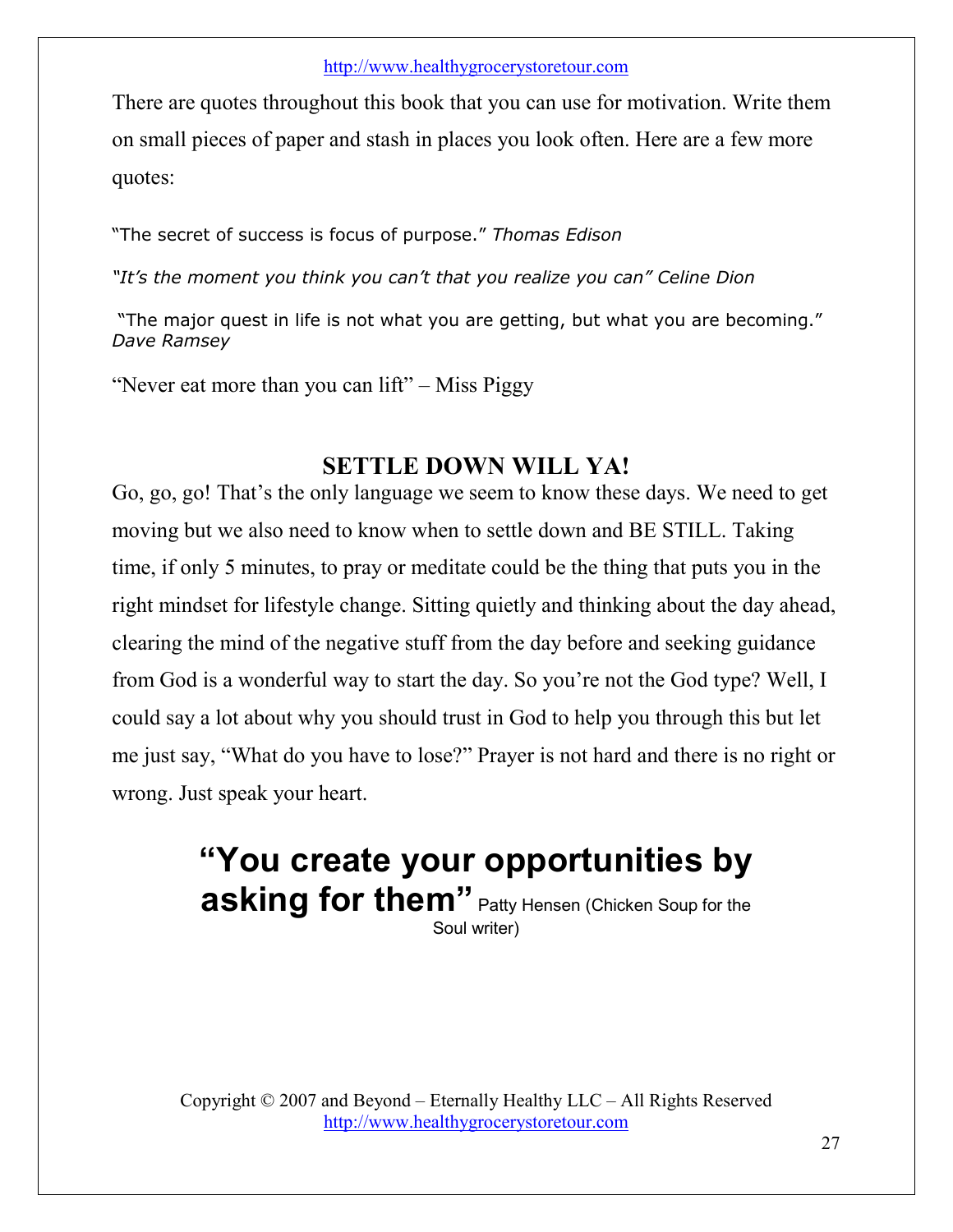There are quotes throughout this book that you can use for motivation. Write them on small pieces of paper and stash in places you look often. Here are a few more quotes:

"The secret of success is focus of purpose." *Thomas Edison*

*"It's the moment you think you can't that you realize you can" Celine Dion*

"The major quest in life is not what you are getting, but what you are becoming." *Dave Ramsey*

"Never eat more than you can lift" – Miss Piggy

## SETTLE DOWN WILL YA!

Go, go, go! That's the only language we seem to know these days. We need to get moving but we also need to know when to settle down and BE STILL. Taking time, if only 5 minutes, to pray or meditate could be the thing that puts you in the right mindset for lifestyle change. Sitting quietly and thinking about the day ahead, clearing the mind of the negative stuff from the day before and seeking guidance from God is a wonderful way to start the day. So you're not the God type? Well, I could say a lot about why you should trust in God to help you through this but let me just say, "What do you have to lose?" Prayer is not hard and there is no right or wrong. Just speak your heart.

**"You create your opportunities by asking for them"** Patty Hensen (Chicken Soup for the Soul writer)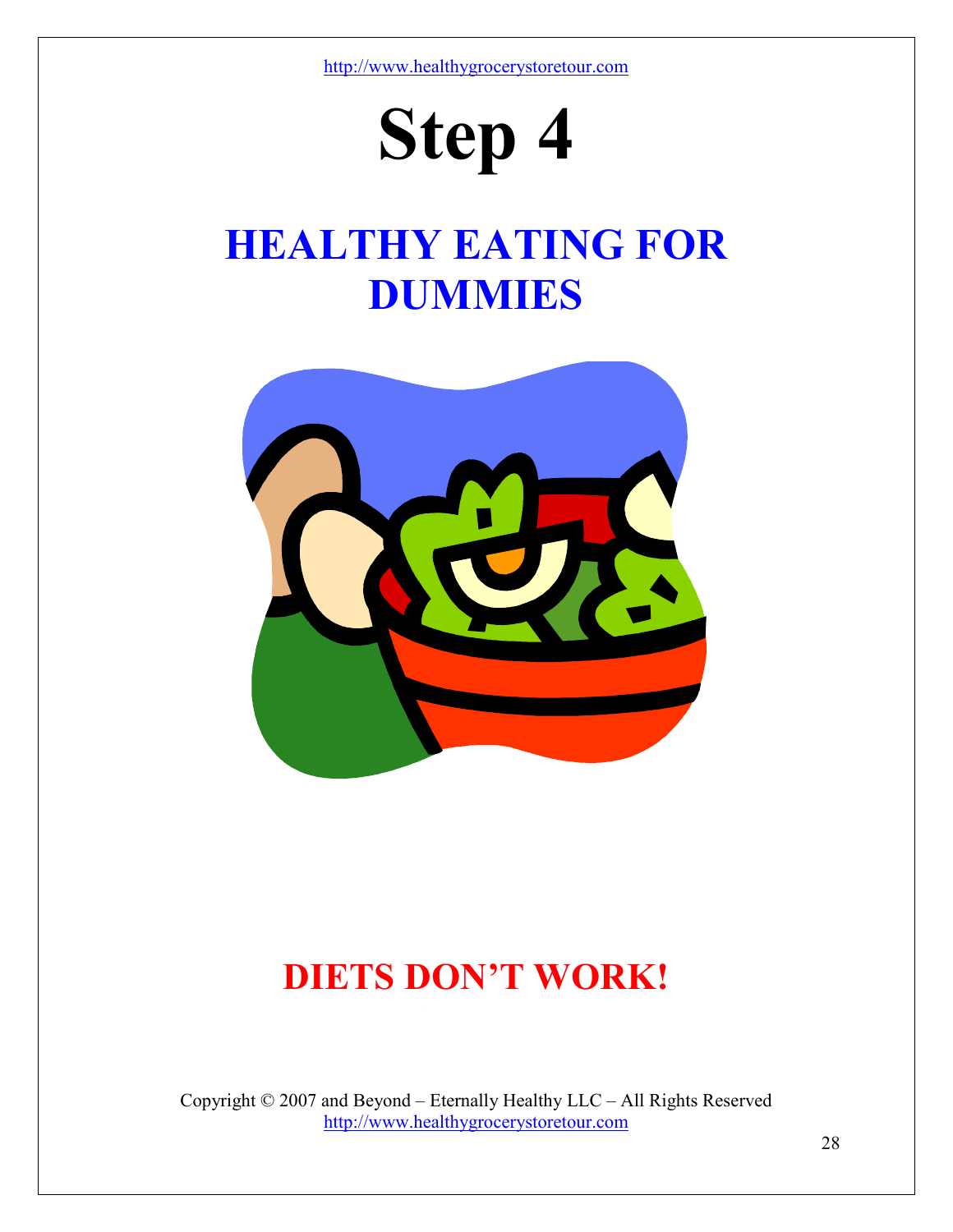# Step 4

## HEALTHY EATING FOR DUMMIES

## DIETS DON'T WORK!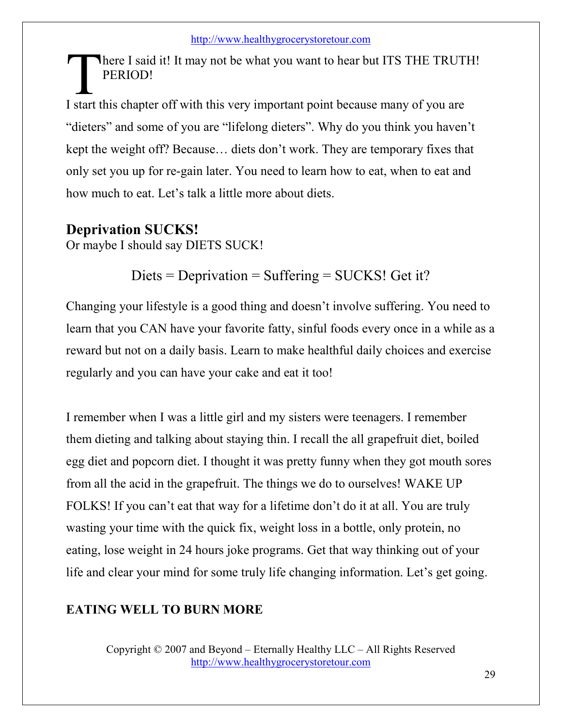There I said it! It may not be what you want to hear but ITS THE TRUTH! PERIOD!

I start this chapter off with this very important point because many of you are "dieters" and some of you are "lifelong dieters". Why do you think you haven't kept the weight off? Because… diets don't work. They are temporary fixes that only set you up for re-gain later. You need to learn how to eat, when to eat and how much to eat. Let's talk a little more about diets.

## Deprivation SUCKS!

Or maybe I should say DIETS SUCK!

Diets = Deprivation = Suffering = SUCKS! Get it?

Changing your lifestyle is a good thing and doesn't involve suffering. You need to learn that you CAN have your favorite fatty, sinful foods every once in a while as a reward but not on a daily basis. Learn to make healthful daily choices and exercise regularly and you can have your cake and eat it too!

I remember when I was a little girl and my sisters were teenagers. I remember them dieting and talking about staying thin. I recall the all grapefruit diet, boiled egg diet and popcorn diet. I thought it was pretty funny when they got mouth sores from all the acid in the grapefruit. The things we do to ourselves! WAKE UP FOLKS! If you can't eat that way for a lifetime don't do it at all. You are truly wasting your time with the quick fix, weight loss in a bottle, only protein, no eating, lose weight in 24 hours joke programs. Get that way thinking out of your life and clear your mind for some truly life changing information. Let's get going.

## EATING WELL TO BURN MORE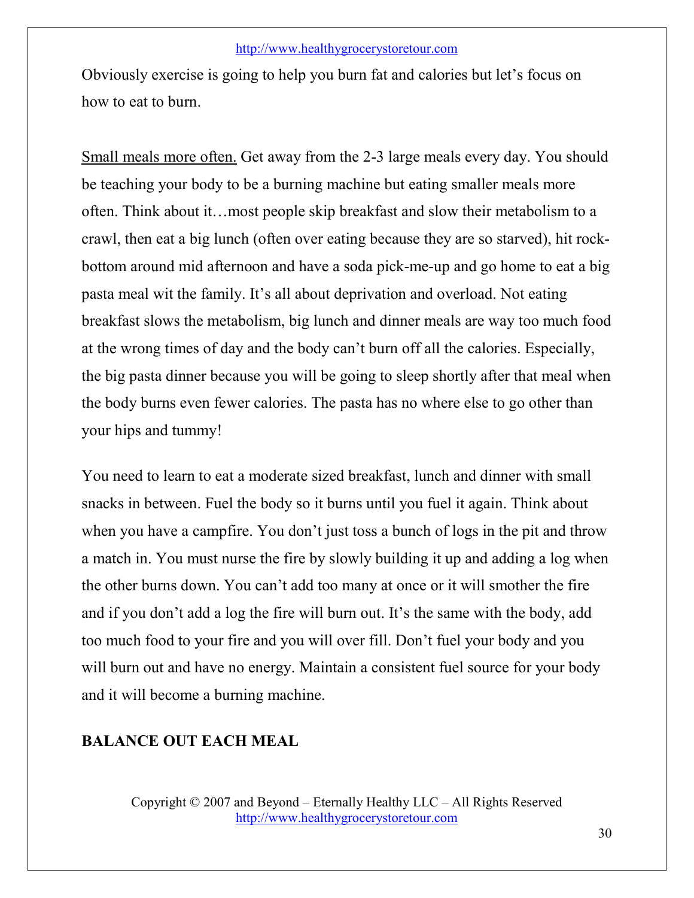Obviously exercise is going to help you burn fat and calories but let's focus on how to eat to burn.

<u>Small meals more often.</u> Get away from the 2-3 large meals every day. You should be teaching your body to be a burning machine but eating smaller meals more often. Think about it…most people skip breakfast and slow their metabolism to a crawl, then eat a big lunch (often over eating because they are so starved), hit rock-bottom around mid afternoon and have a soda pick-me-up and go home to eat a big pasta meal wit the family. It's all about deprivation and overload. Not eating breakfast slows the metabolism, big lunch and dinner meals are way too much food at the wrong times of day and the body can't burn off all the calories. Especially, the big pasta dinner because you will be going to sleep shortly after that meal when the body burns even fewer calories. The pasta has no where else to go other than your hips and tummy!

You need to learn to eat a moderate sized breakfast, lunch and dinner with small snacks in between. Fuel the body so it burns until you fuel it again. Think about when you have a campfire. You don't just toss a bunch of logs in the pit and throw a match in. You must nurse the fire by slowly building it up and adding a log when the other burns down. You can't add too many at once or it will smother the fire and if you don't add a log the fire will burn out. It's the same with the body, add too much food to your fire and you will over fill. Don't fuel your body and you will burn out and have no energy. Maintain a consistent fuel source for your body and it will become a burning machine.

**BALANCE OUT EACH MEAL**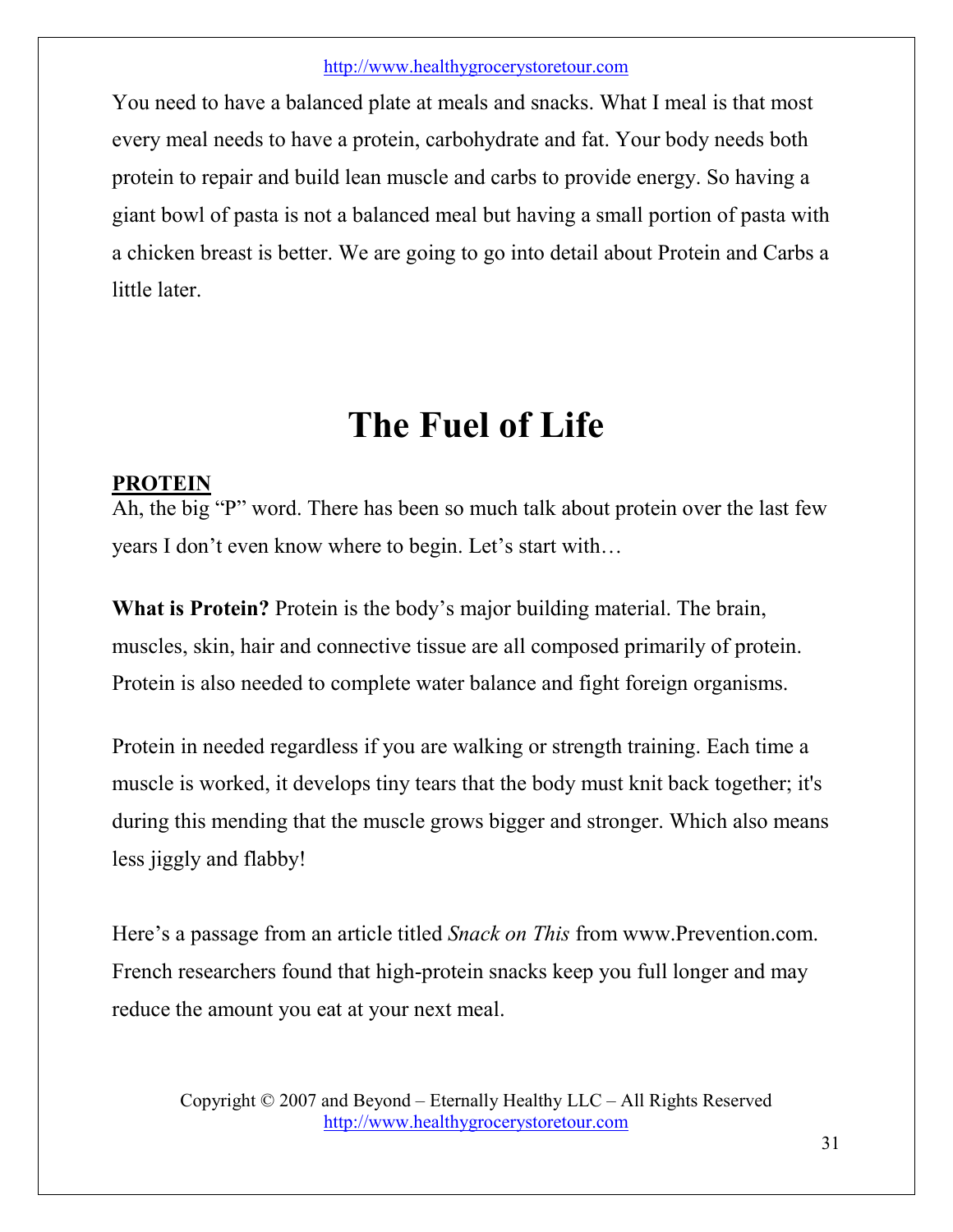You need to have a balanced plate at meals and snacks. What I meal is that most every meal needs to have a protein, carbohydrate and fat. Your body needs both protein to repair and build lean muscle and carbs to provide energy. So having a giant bowl of pasta is not a balanced meal but having a small portion of pasta with a chicken breast is better. We are going to go into detail about Protein and Carbs a little later.

# The Fuel of Life

**PROTEIN**

Ah, the big "P" word. There has been so much talk about protein over the last few years I don't even know where to begin. Let's start with…

**What is Protein?** Protein is the body's major building material. The brain, muscles, skin, hair and connective tissue are all composed primarily of protein. Protein is also needed to complete water balance and fight foreign organisms.

Protein in needed regardless if you are walking or strength training. Each time a muscle is worked, it develops tiny tears that the body must knit back together; it's during this mending that the muscle grows bigger and stronger. Which also means less jiggly and flabby!

Here's a passage from an article titled *Snack on This* from www.Prevention.com. French researchers found that high-protein snacks keep you full longer and may reduce the amount you eat at your next meal.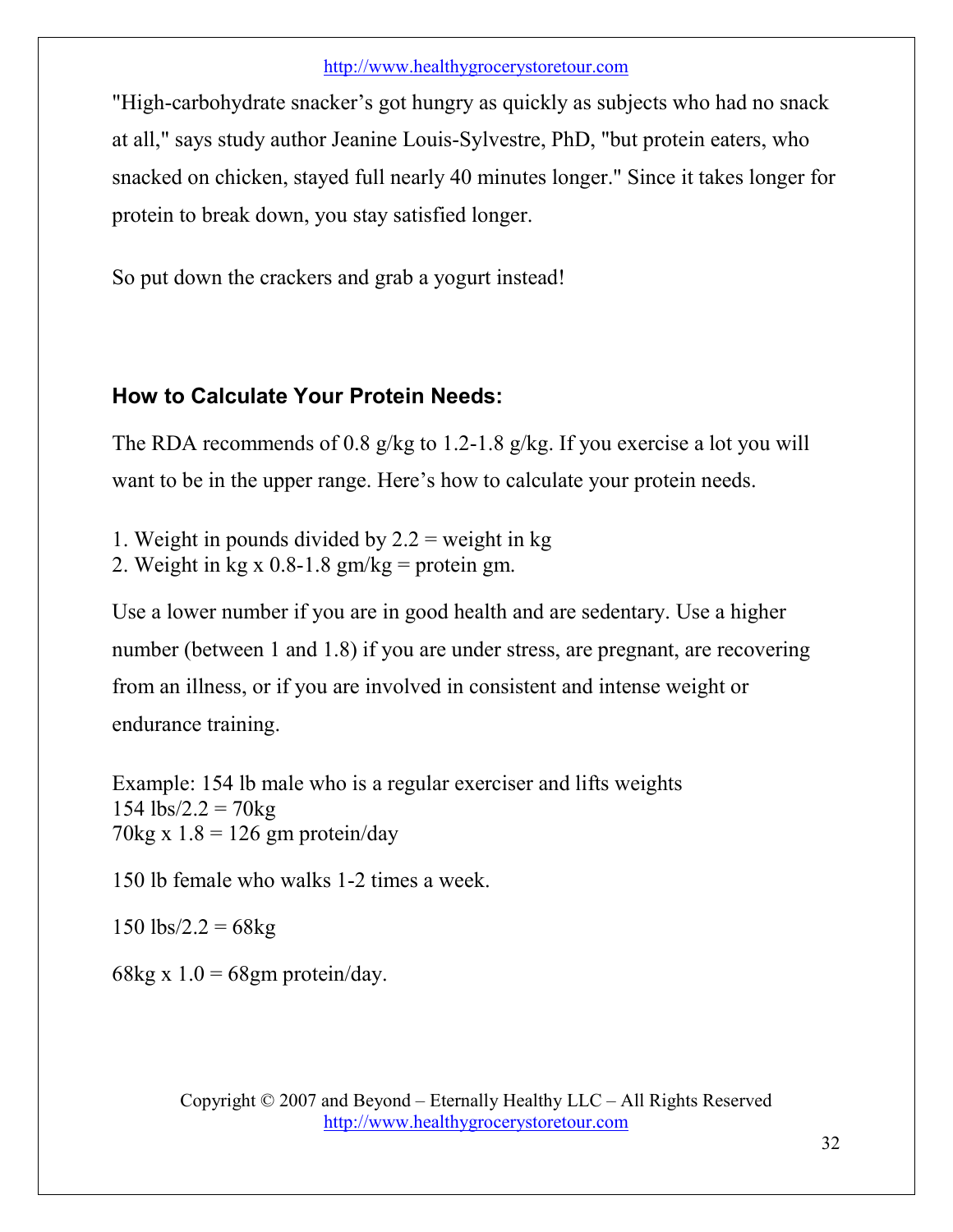"High-carbohydrate snacker's got hungry as quickly as subjects who had no snack at all," says study author Jeanine Louis-Sylvestre, PhD, "but protein eaters, who snacked on chicken, stayed full nearly 40 minutes longer." Since it takes longer for protein to break down, you stay satisfied longer.

So put down the crackers and grab a yogurt instead!

### How to Calculate Your Protein Needs:

The RDA recommends of 0.8 g/kg to 1.2-1.8 g/kg. If you exercise a lot you will want to be in the upper range. Here's how to calculate your protein needs.

1. Weight in pounds divided by 2.2 = weight in kg
2. Weight in kg x 0.8-1.8 gm/kg = protein gm.

Use a lower number if you are in good health and are sedentary. Use a higher number (between 1 and 1.8) if you are under stress, are pregnant, are recovering from an illness, or if you are involved in consistent and intense weight or endurance training.

Example: 154 lb male who is a regular exerciser and lifts weights
154 lbs/2.2 = 70kg
70kg x 1.8 = 126 gm protein/day

150 lb female who walks 1-2 times a week.

150 lbs/2.2 = 68kg

68kg x 1.0 = 68gm protein/day.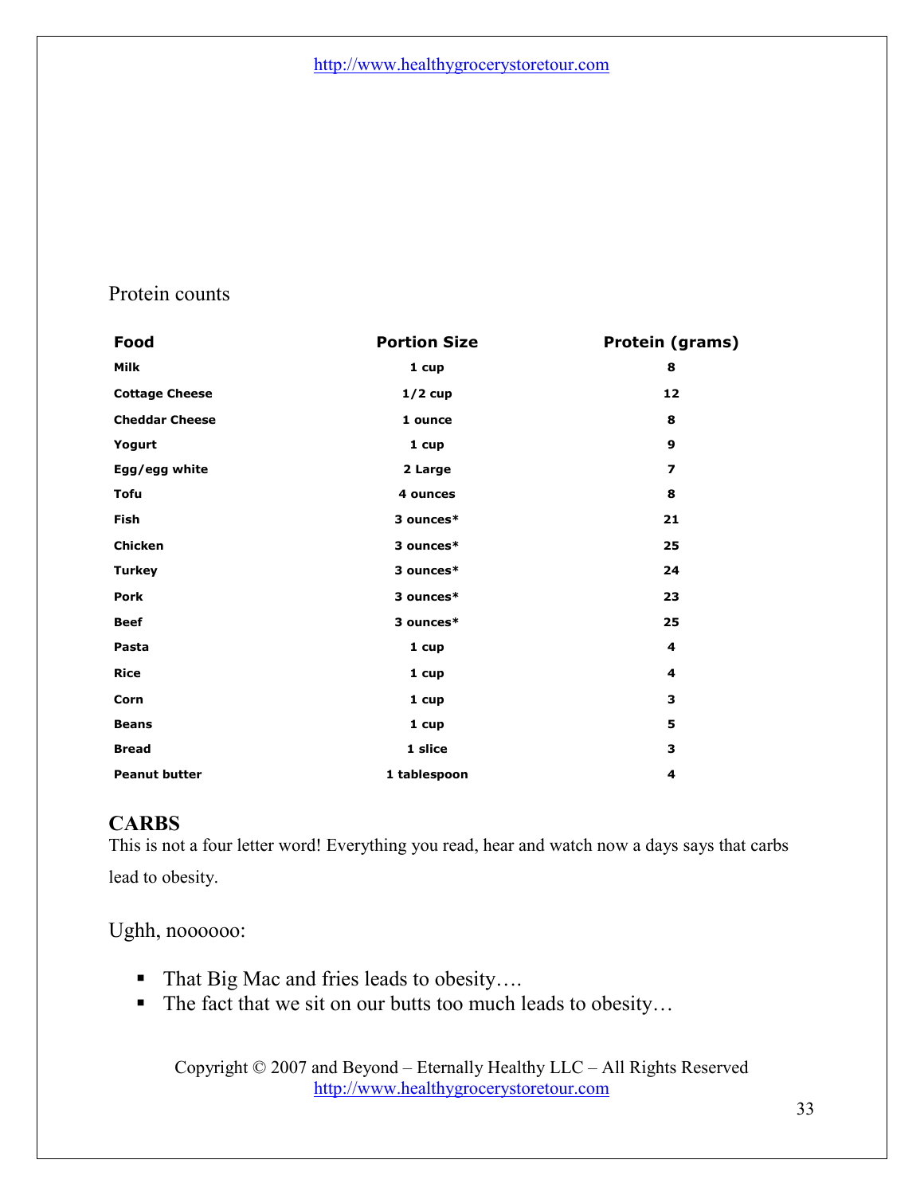Protein counts

| Food | Portion Size | Protein (grams) |
|---|---|---|
| Milk | 1 cup | 8 |
| Cottage Cheese | 1/2 cup | 12 |
| Cheddar Cheese | 1 ounce | 8 |
| Yogurt | 1 cup | 9 |
| Egg/egg white | 2 Large | 7 |
| Tofu | 4 ounces | 8 |
| Fish | 3 ounces* | 21 |
| Chicken | 3 ounces* | 25 |
| Turkey | 3 ounces* | 24 |
| Pork | 3 ounces* | 23 |
| Beef | 3 ounces* | 25 |
| Pasta | 1 cup | 4 |
| Rice | 1 cup | 4 |
| Corn | 1 cup | 3 |
| Beans | 1 cup | 5 |
| Bread | 1 slice | 3 |
| Peanut butter | 1 tablespoon | 4 |

## CARBS

This is not a four letter word! Everything you read, hear and watch now a days says that carbs lead to obesity.

Ughh, noooooo:

- That Big Mac and fries leads to obesity….
- The fact that we sit on our butts too much leads to obesity…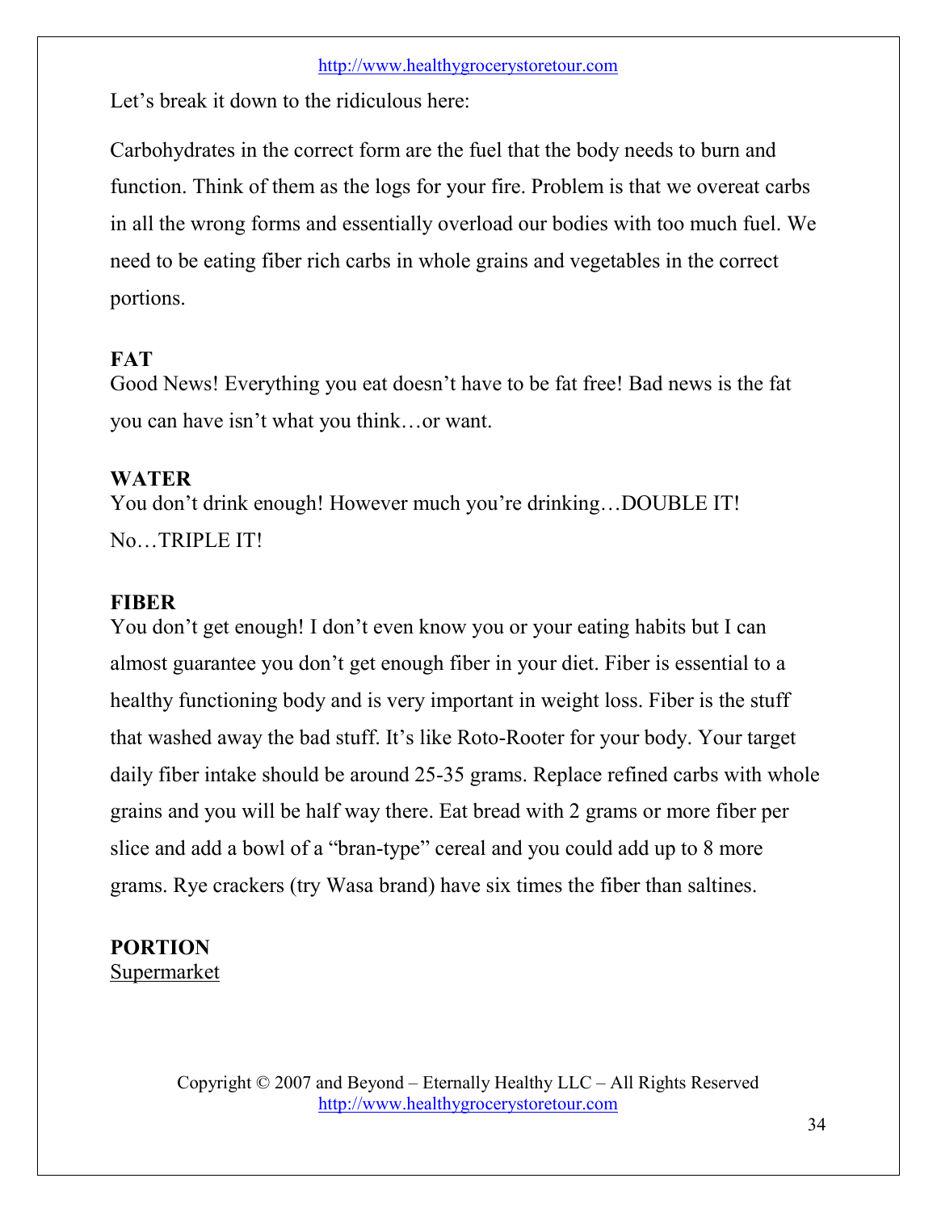Let's break it down to the ridiculous here:

Carbohydrates in the correct form are the fuel that the body needs to burn and function. Think of them as the logs for your fire. Problem is that we overeat carbs in all the wrong forms and essentially overload our bodies with too much fuel. We need to be eating fiber rich carbs in whole grains and vegetables in the correct portions.

**FAT**

Good News! Everything you eat doesn't have to be fat free! Bad news is the fat you can have isn't what you think…or want.

**WATER**

You don't drink enough! However much you're drinking…DOUBLE IT! No…TRIPLE IT!

**FIBER**

You don't get enough! I don't even know you or your eating habits but I can almost guarantee you don't get enough fiber in your diet. Fiber is essential to a healthy functioning body and is very important in weight loss. Fiber is the stuff that washed away the bad stuff. It's like Roto-Rooter for your body. Your target daily fiber intake should be around 25-35 grams. Replace refined carbs with whole grains and you will be half way there. Eat bread with 2 grams or more fiber per slice and add a bowl of a "bran-type" cereal and you could add up to 8 more grams. Rye crackers (try Wasa brand) have six times the fiber than saltines.

**PORTION**

<u>Supermarket</u>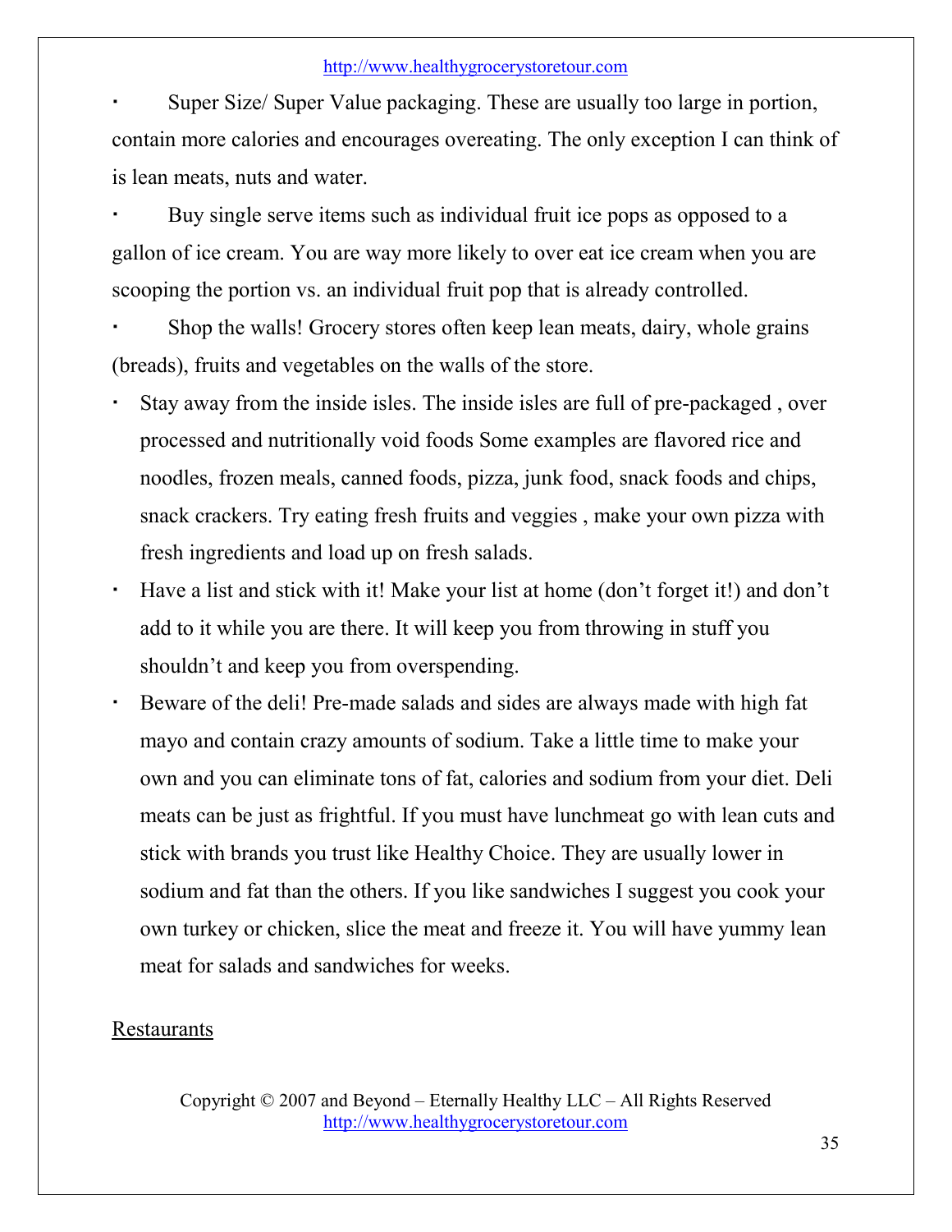- Super Size/ Super Value packaging. These are usually too large in portion, contain more calories and encourages overeating. The only exception I can think of is lean meats, nuts and water.
- Buy single serve items such as individual fruit ice pops as opposed to a gallon of ice cream. You are way more likely to over eat ice cream when you are scooping the portion vs. an individual fruit pop that is already controlled.
- Shop the walls! Grocery stores often keep lean meats, dairy, whole grains (breads), fruits and vegetables on the walls of the store.
- Stay away from the inside isles. The inside isles are full of pre-packaged , over processed and nutritionally void foods Some examples are flavored rice and noodles, frozen meals, canned foods, pizza, junk food, snack foods and chips, snack crackers. Try eating fresh fruits and veggies , make your own pizza with fresh ingredients and load up on fresh salads.
- Have a list and stick with it! Make your list at home (don't forget it!) and don't add to it while you are there. It will keep you from throwing in stuff you shouldn't and keep you from overspending.
- Beware of the deli! Pre-made salads and sides are always made with high fat mayo and contain crazy amounts of sodium. Take a little time to make your own and you can eliminate tons of fat, calories and sodium from your diet. Deli meats can be just as frightful. If you must have lunchmeat go with lean cuts and stick with brands you trust like Healthy Choice. They are usually lower in sodium and fat than the others. If you like sandwiches I suggest you cook your own turkey or chicken, slice the meat and freeze it. You will have yummy lean meat for salads and sandwiches for weeks.

Restaurants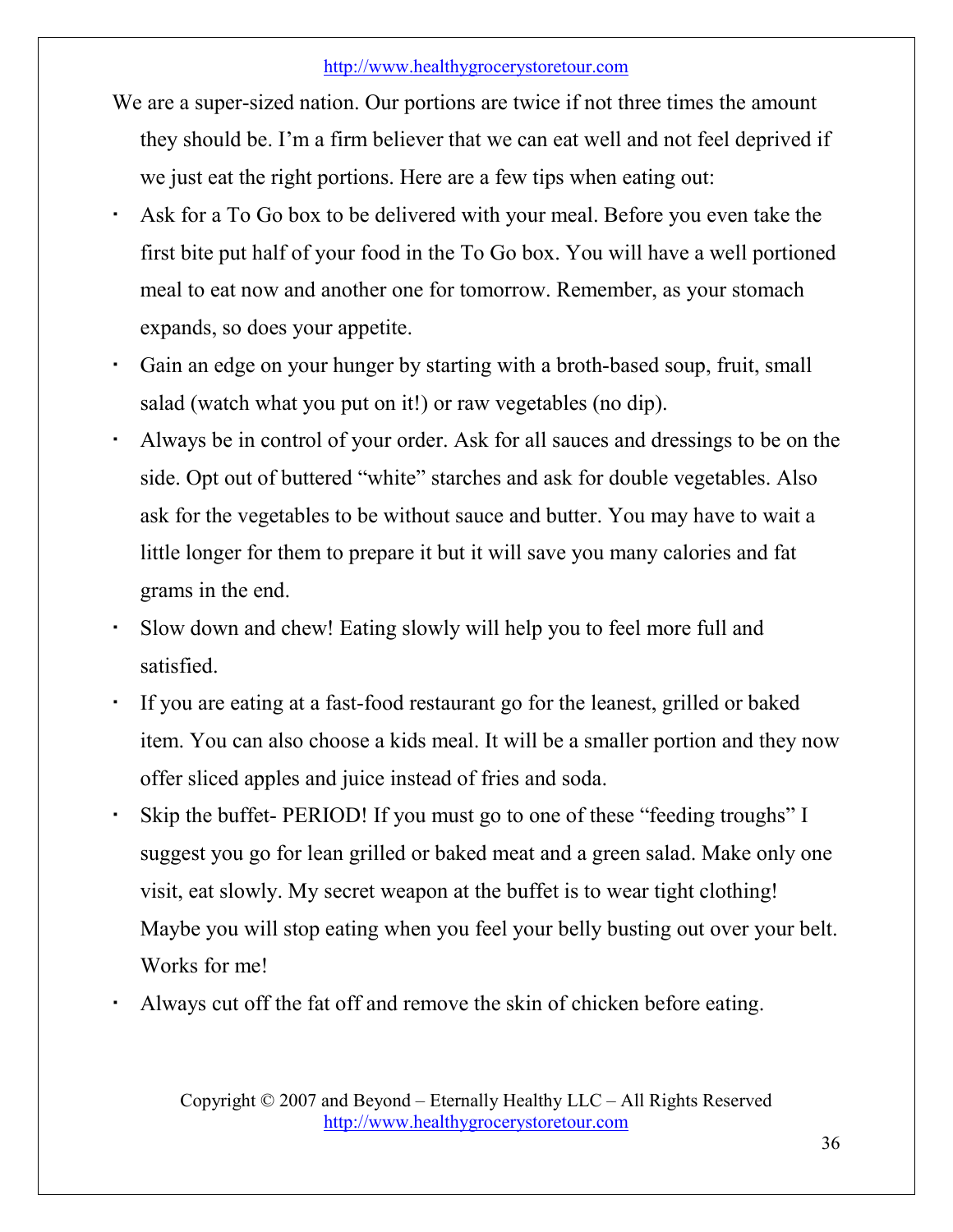We are a super-sized nation. Our portions are twice if not three times the amount they should be. I'm a firm believer that we can eat well and not feel deprived if we just eat the right portions. Here are a few tips when eating out:

- Ask for a To Go box to be delivered with your meal. Before you even take the first bite put half of your food in the To Go box. You will have a well portioned meal to eat now and another one for tomorrow. Remember, as your stomach expands, so does your appetite.
- Gain an edge on your hunger by starting with a broth-based soup, fruit, small salad (watch what you put on it!) or raw vegetables (no dip).
- Always be in control of your order. Ask for all sauces and dressings to be on the side. Opt out of buttered "white" starches and ask for double vegetables. Also ask for the vegetables to be without sauce and butter. You may have to wait a little longer for them to prepare it but it will save you many calories and fat grams in the end.
- Slow down and chew! Eating slowly will help you to feel more full and satisfied.
- If you are eating at a fast-food restaurant go for the leanest, grilled or baked item. You can also choose a kids meal. It will be a smaller portion and they now offer sliced apples and juice instead of fries and soda.
- Skip the buffet- PERIOD! If you must go to one of these "feeding troughs" I suggest you go for lean grilled or baked meat and a green salad. Make only one visit, eat slowly. My secret weapon at the buffet is to wear tight clothing! Maybe you will stop eating when you feel your belly busting out over your belt. Works for me!
- Always cut off the fat off and remove the skin of chicken before eating.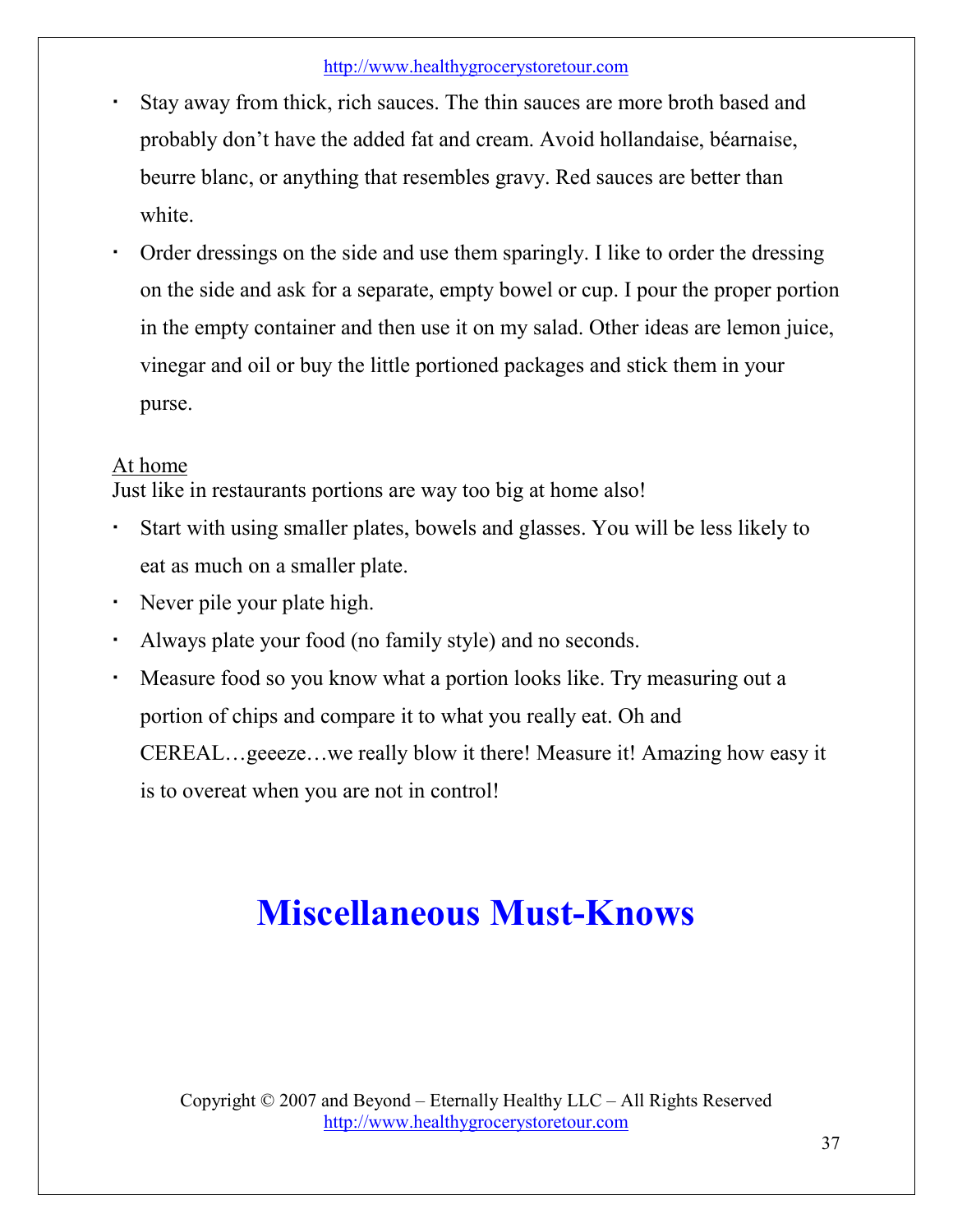- Stay away from thick, rich sauces. The thin sauces are more broth based and probably don't have the added fat and cream. Avoid hollandaise, béarnaise, beurre blanc, or anything that resembles gravy. Red sauces are better than white.
- Order dressings on the side and use them sparingly. I like to order the dressing on the side and ask for a separate, empty bowel or cup. I pour the proper portion in the empty container and then use it on my salad. Other ideas are lemon juice, vinegar and oil or buy the little portioned packages and stick them in your purse.

<u>At home</u>

Just like in restaurants portions are way too big at home also!

- Start with using smaller plates, bowels and glasses. You will be less likely to eat as much on a smaller plate.
- Never pile your plate high.
- Always plate your food (no family style) and no seconds.
- Measure food so you know what a portion looks like. Try measuring out a portion of chips and compare it to what you really eat. Oh and CEREAL…geeeze…we really blow it there! Measure it! Amazing how easy it is to overeat when you are not in control!

# Miscellaneous Must-Knows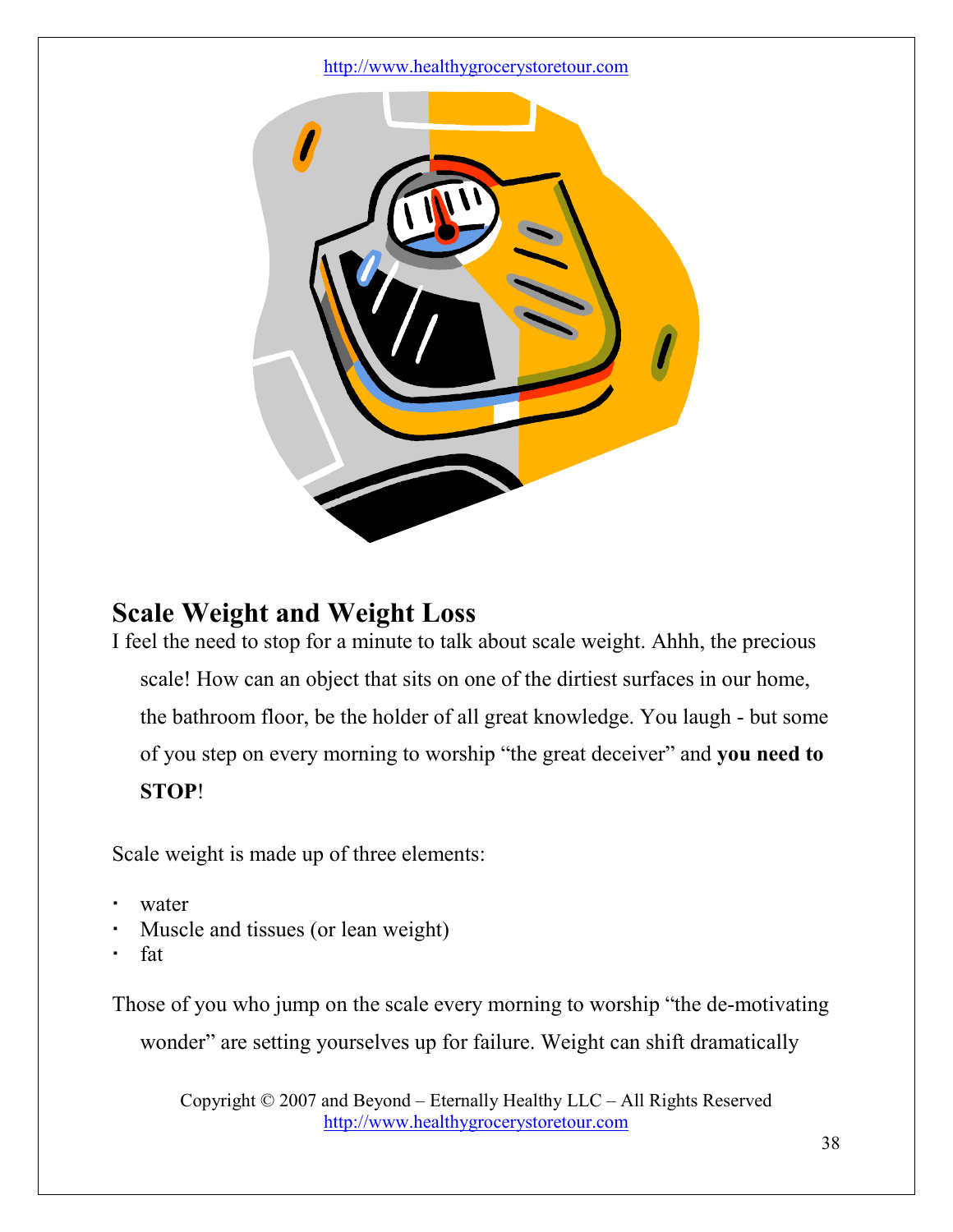## Scale Weight and Weight Loss

I feel the need to stop for a minute to talk about scale weight. Ahhh, the precious scale! How can an object that sits on one of the dirtiest surfaces in our home, the bathroom floor, be the holder of all great knowledge. You laugh - but some of you step on every morning to worship “the great deceiver” and **you need to STOP**!

Scale weight is made up of three elements:

- water
- Muscle and tissues (or lean weight)
- fat

Those of you who jump on the scale every morning to worship “the de-motivating wonder” are setting yourselves up for failure. Weight can shift dramatically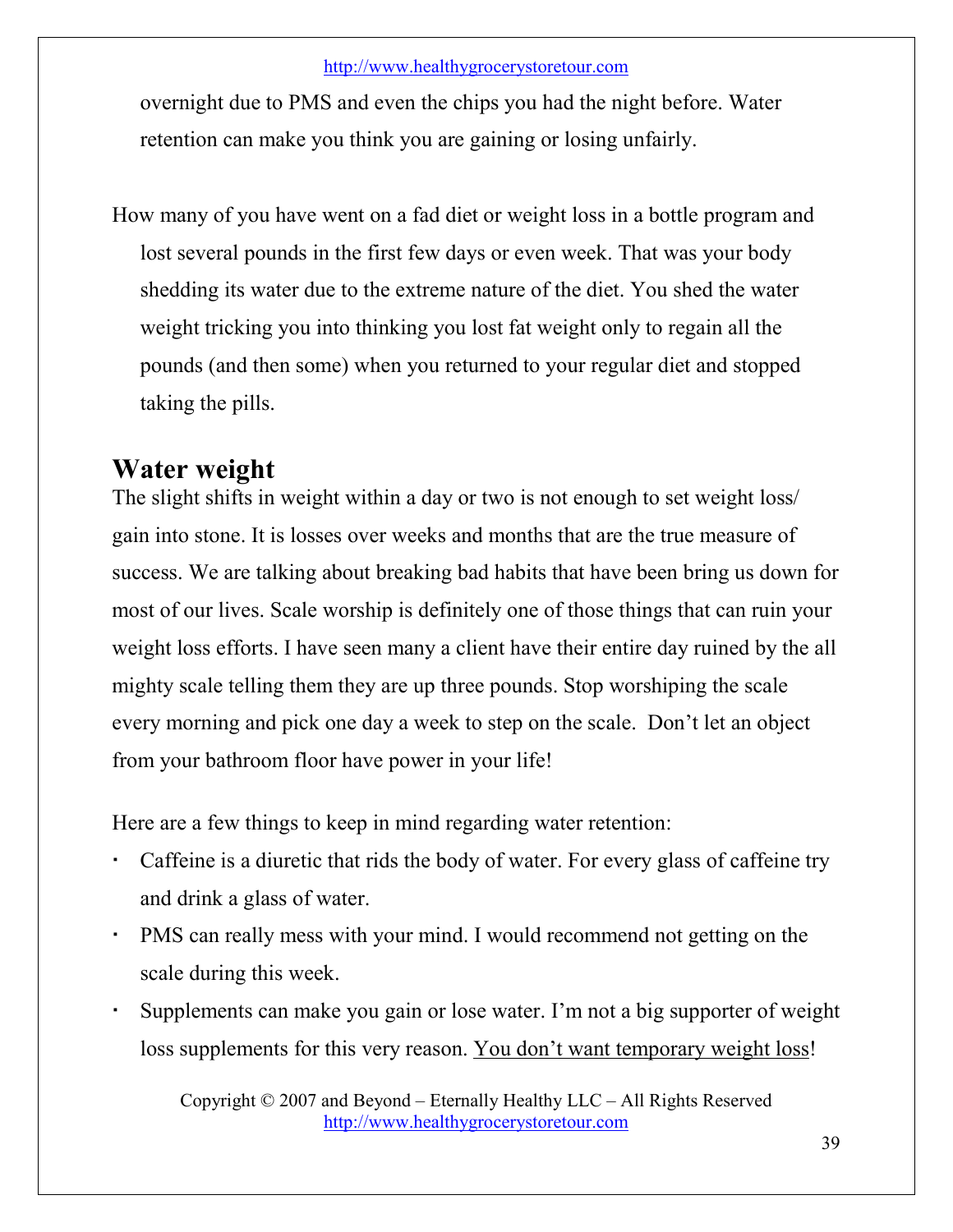overnight due to PMS and even the chips you had the night before. Water retention can make you think you are gaining or losing unfairly.

How many of you have went on a fad diet or weight loss in a bottle program and lost several pounds in the first few days or even week. That was your body shedding its water due to the extreme nature of the diet. You shed the water weight tricking you into thinking you lost fat weight only to regain all the pounds (and then some) when you returned to your regular diet and stopped taking the pills.

## Water weight

The slight shifts in weight within a day or two is not enough to set weight loss/ gain into stone. It is losses over weeks and months that are the true measure of success. We are talking about breaking bad habits that have been bring us down for most of our lives. Scale worship is definitely one of those things that can ruin your weight loss efforts. I have seen many a client have their entire day ruined by the all mighty scale telling them they are up three pounds. Stop worshiping the scale every morning and pick one day a week to step on the scale. Don't let an object from your bathroom floor have power in your life!

Here are a few things to keep in mind regarding water retention:

- Caffeine is a diuretic that rids the body of water. For every glass of caffeine try and drink a glass of water.
- PMS can really mess with your mind. I would recommend not getting on the scale during this week.
- Supplements can make you gain or lose water. I'm not a big supporter of weight loss supplements for this very reason. <u>You don't want temporary weight loss</u>!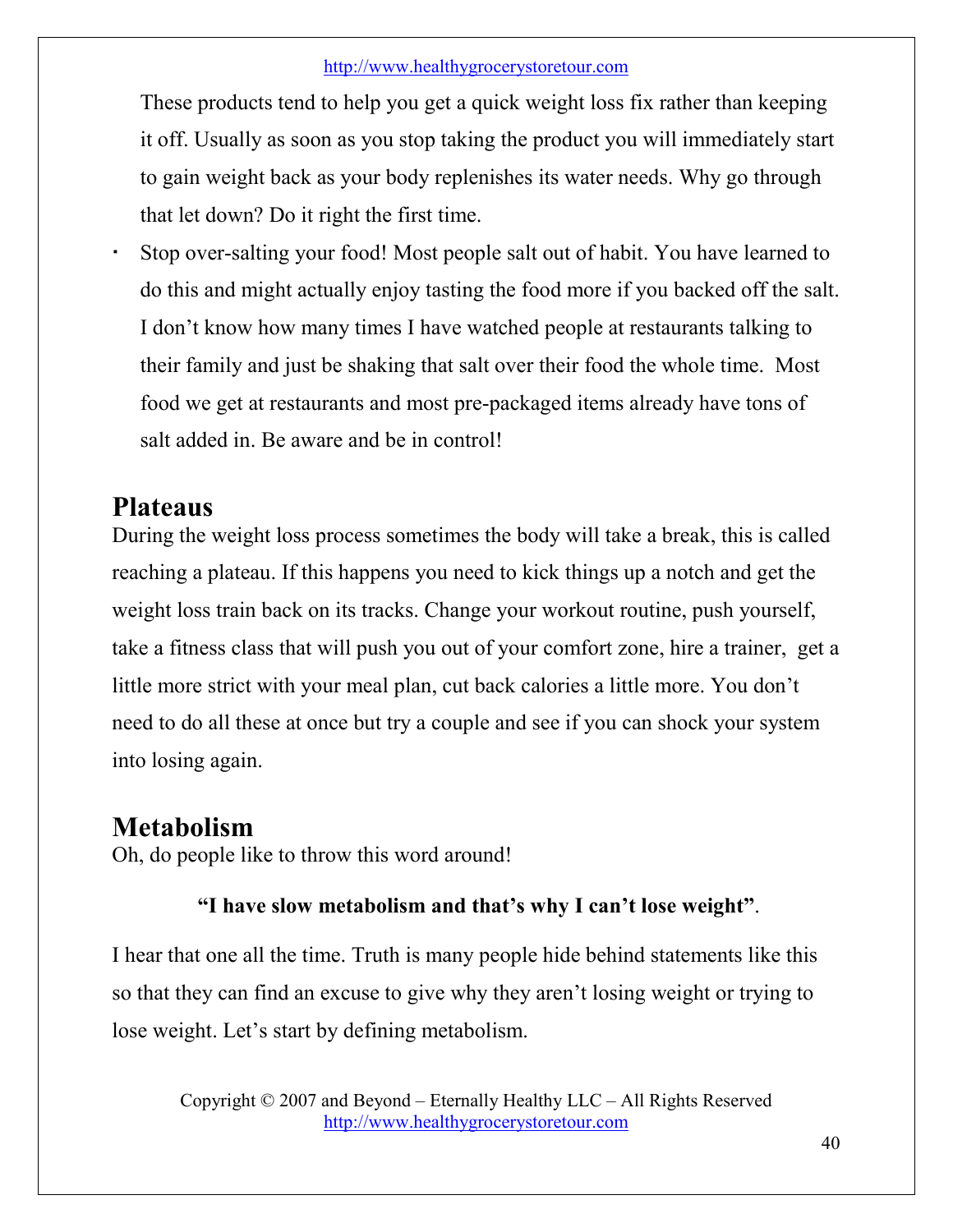These products tend to help you get a quick weight loss fix rather than keeping it off. Usually as soon as you stop taking the product you will immediately start to gain weight back as your body replenishes its water needs. Why go through that let down? Do it right the first time.

- Stop over-salting your food! Most people salt out of habit. You have learned to do this and might actually enjoy tasting the food more if you backed off the salt. I don't know how many times I have watched people at restaurants talking to their family and just be shaking that salt over their food the whole time. Most food we get at restaurants and most pre-packaged items already have tons of salt added in. Be aware and be in control!

## Plateaus

During the weight loss process sometimes the body will take a break, this is called reaching a plateau. If this happens you need to kick things up a notch and get the weight loss train back on its tracks. Change your workout routine, push yourself, take a fitness class that will push you out of your comfort zone, hire a trainer, get a little more strict with your meal plan, cut back calories a little more. You don't need to do all these at once but try a couple and see if you can shock your system into losing again.

## Metabolism

Oh, do people like to throw this word around!

**"I have slow metabolism and that's why I can't lose weight"**.

I hear that one all the time. Truth is many people hide behind statements like this so that they can find an excuse to give why they aren't losing weight or trying to lose weight. Let's start by defining metabolism.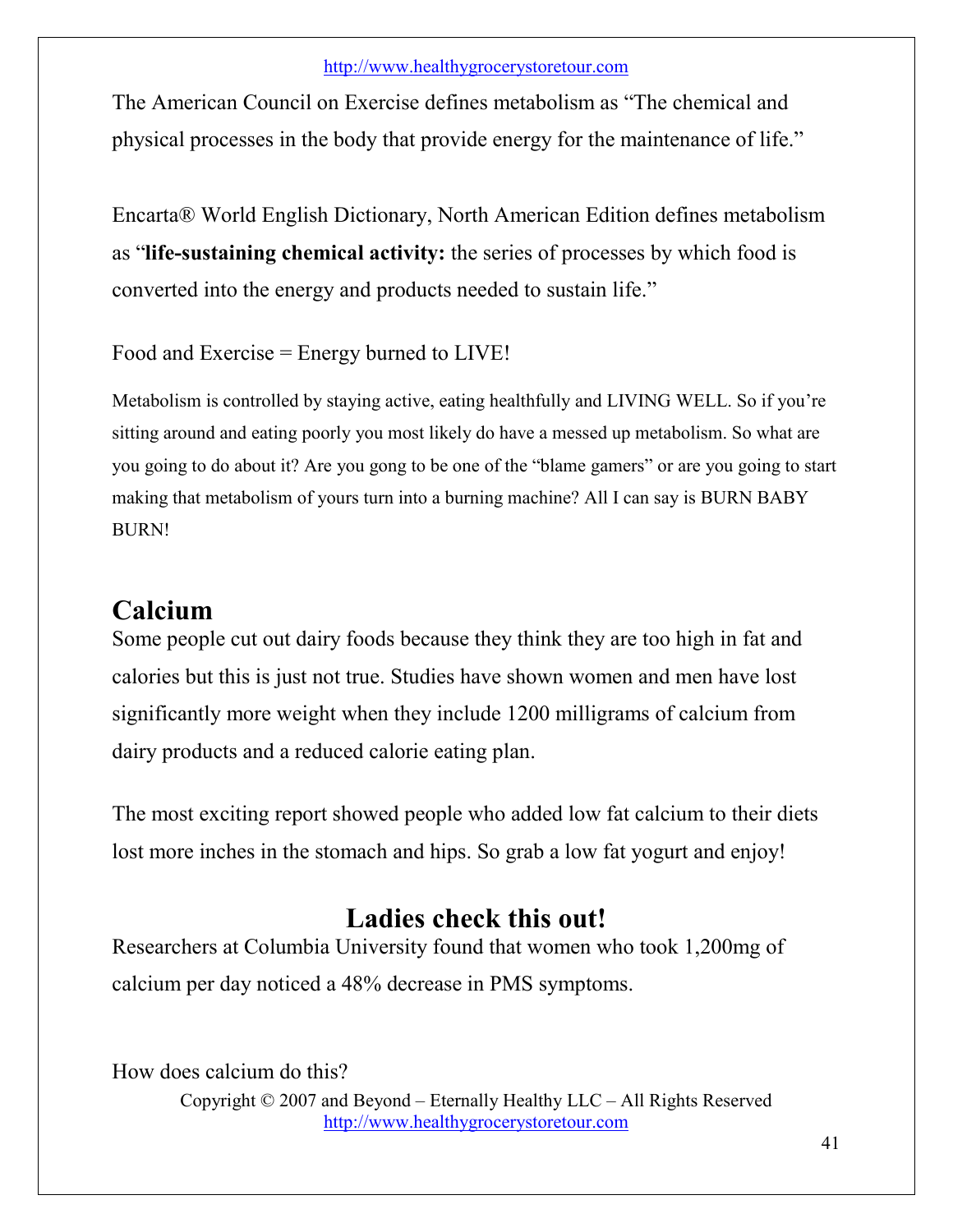The American Council on Exercise defines metabolism as "The chemical and physical processes in the body that provide energy for the maintenance of life."

Encarta® World English Dictionary, North American Edition defines metabolism as "**life-sustaining chemical activity:** the series of processes by which food is converted into the energy and products needed to sustain life."

Food and Exercise = Energy burned to LIVE!

Metabolism is controlled by staying active, eating healthfully and LIVING WELL. So if you're sitting around and eating poorly you most likely do have a messed up metabolism. So what are you going to do about it? Are you gong to be one of the "blame gamers" or are you going to start making that metabolism of yours turn into a burning machine? All I can say is BURN BABY BURN!

## Calcium

Some people cut out dairy foods because they think they are too high in fat and calories but this is just not true. Studies have shown women and men have lost significantly more weight when they include 1200 milligrams of calcium from dairy products and a reduced calorie eating plan.

The most exciting report showed people who added low fat calcium to their diets lost more inches in the stomach and hips. So grab a low fat yogurt and enjoy!

## Ladies check this out!

Researchers at Columbia University found that women who took 1,200mg of calcium per day noticed a 48% decrease in PMS symptoms.

How does calcium do this?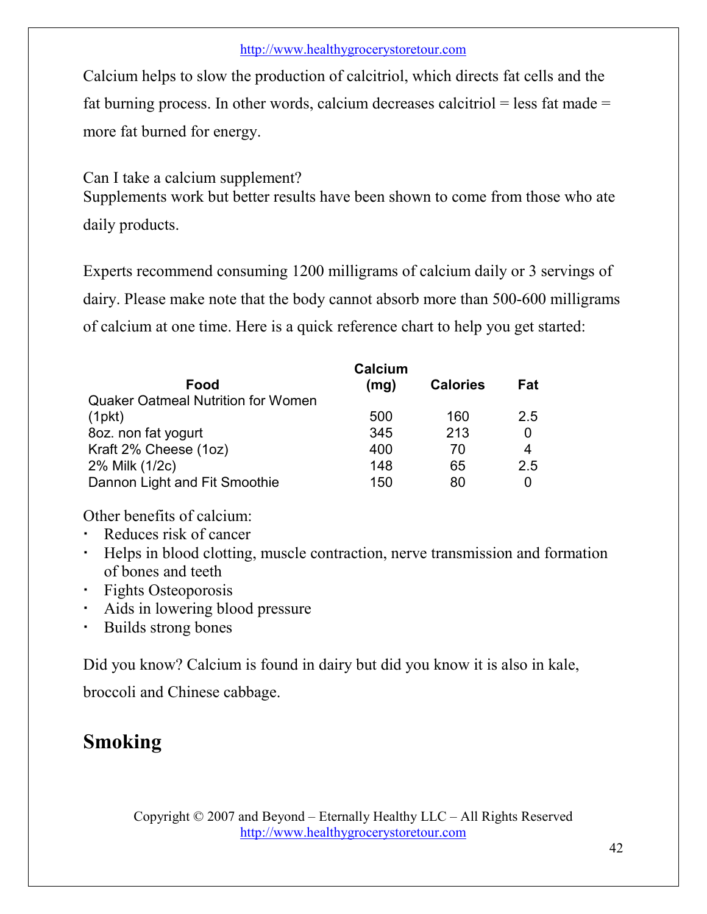Calcium helps to slow the production of calcitriol, which directs fat cells and the fat burning process. In other words, calcium decreases calcitriol = less fat made = more fat burned for energy.

Can I take a calcium supplement?
Supplements work but better results have been shown to come from those who ate daily products.

Experts recommend consuming 1200 milligrams of calcium daily or 3 servings of dairy. Please make note that the body cannot absorb more than 500-600 milligrams of calcium at one time. Here is a quick reference chart to help you get started:

| Food | Calcium (mg) | Calories | Fat |
|---|---|---|---|
| Quaker Oatmeal Nutrition for Women (1pkt) | 500 | 160 | 2.5 |
| 8oz. non fat yogurt | 345 | 213 | 0 |
| Kraft 2% Cheese (1oz) | 400 | 70 | 4 |
| 2% Milk (1/2c) | 148 | 65 | 2.5 |
| Dannon Light and Fit Smoothie | 150 | 80 | 0 |

Other benefits of calcium:

- Reduces risk of cancer
- Helps in blood clotting, muscle contraction, nerve transmission and formation of bones and teeth
- Fights Osteoporosis
- Aids in lowering blood pressure
- Builds strong bones

Did you know? Calcium is found in dairy but did you know it is also in kale, broccoli and Chinese cabbage.

## Smoking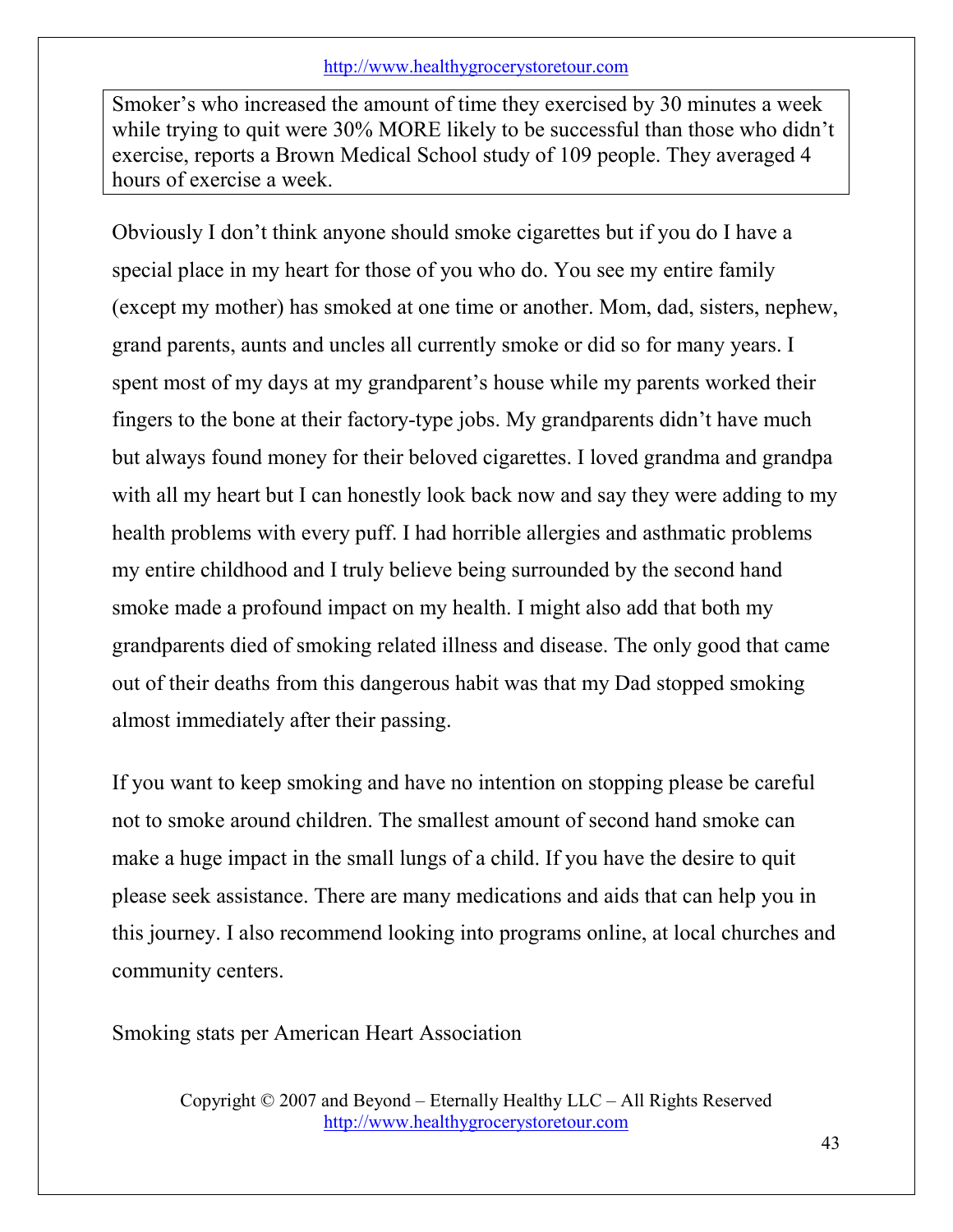> Smoker's who increased the amount of time they exercised by 30 minutes a week while trying to quit were 30% MORE likely to be successful than those who didn't exercise, reports a Brown Medical School study of 109 people. They averaged 4 hours of exercise a week.

Obviously I don't think anyone should smoke cigarettes but if you do I have a special place in my heart for those of you who do. You see my entire family (except my mother) has smoked at one time or another. Mom, dad, sisters, nephew, grand parents, aunts and uncles all currently smoke or did so for many years. I spent most of my days at my grandparent's house while my parents worked their fingers to the bone at their factory-type jobs. My grandparents didn't have much but always found money for their beloved cigarettes. I loved grandma and grandpa with all my heart but I can honestly look back now and say they were adding to my health problems with every puff. I had horrible allergies and asthmatic problems my entire childhood and I truly believe being surrounded by the second hand smoke made a profound impact on my health. I might also add that both my grandparents died of smoking related illness and disease. The only good that came out of their deaths from this dangerous habit was that my Dad stopped smoking almost immediately after their passing.

If you want to keep smoking and have no intention on stopping please be careful not to smoke around children. The smallest amount of second hand smoke can make a huge impact in the small lungs of a child. If you have the desire to quit please seek assistance. There are many medications and aids that can help you in this journey. I also recommend looking into programs online, at local churches and community centers.

Smoking stats per American Heart Association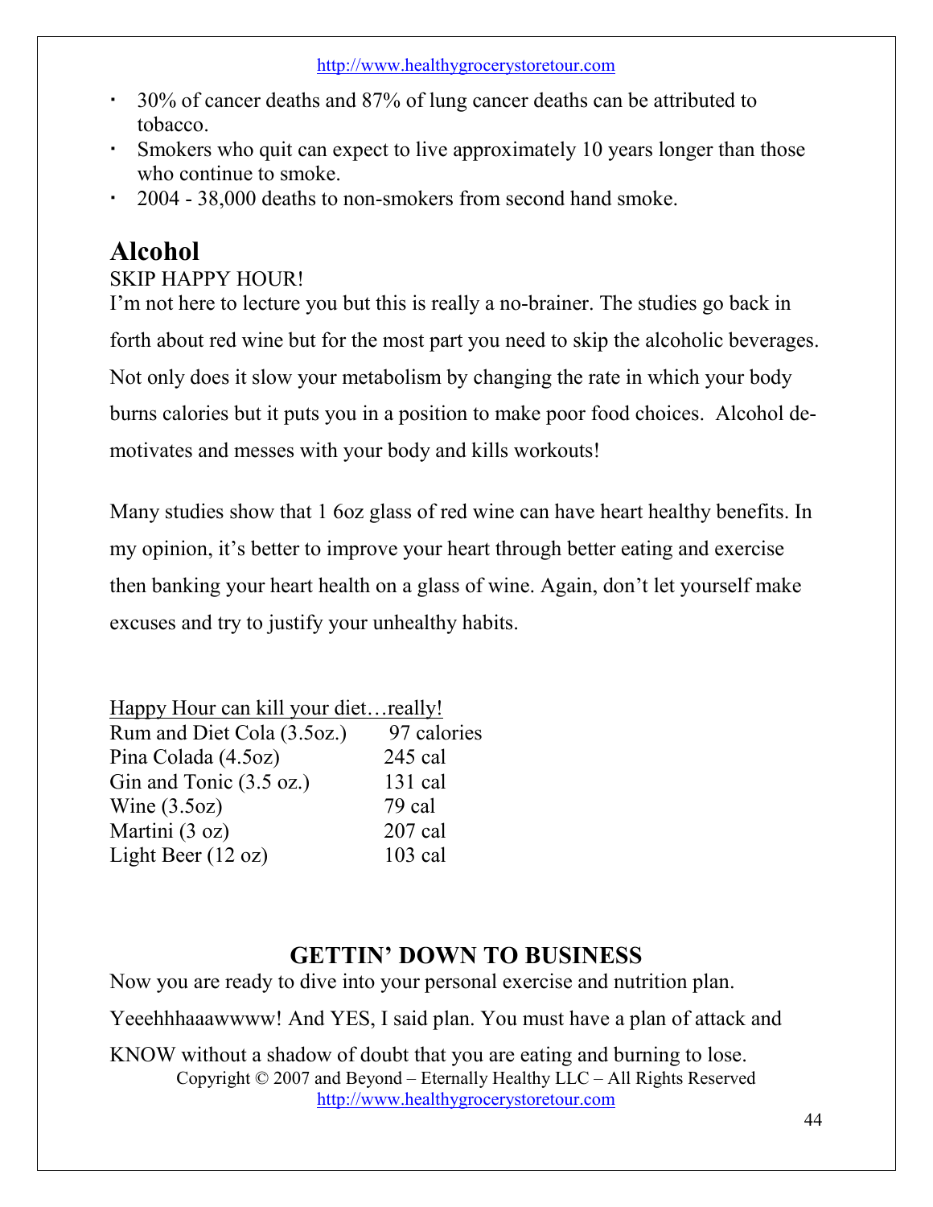- 30% of cancer deaths and 87% of lung cancer deaths can be attributed to tobacco.
- Smokers who quit can expect to live approximately 10 years longer than those who continue to smoke.
- 2004 - 38,000 deaths to non-smokers from second hand smoke.

## Alcohol

SKIP HAPPY HOUR!

I'm not here to lecture you but this is really a no-brainer. The studies go back in forth about red wine but for the most part you need to skip the alcoholic beverages. Not only does it slow your metabolism by changing the rate in which your body burns calories but it puts you in a position to make poor food choices. Alcohol de-motivates and messes with your body and kills workouts!

Many studies show that 1 6oz glass of red wine can have heart healthy benefits. In my opinion, it's better to improve your heart through better eating and exercise then banking your heart health on a glass of wine. Again, don't let yourself make excuses and try to justify your unhealthy habits.

| Happy Hour can kill your diet…really! | |
|---|---|
| Rum and Diet Cola (3.5oz.) | 97 calories |
| Pina Colada (4.5oz) | 245 cal |
| Gin and Tonic (3.5 oz.) | 131 cal |
| Wine (3.5oz) | 79 cal |
| Martini (3 oz) | 207 cal |
| Light Beer (12 oz) | 103 cal |

## GETTIN' DOWN TO BUSINESS

Now you are ready to dive into your personal exercise and nutrition plan. Yeeehhhaaawwww! And YES, I said plan. You must have a plan of attack and KNOW without a shadow of doubt that you are eating and burning to lose.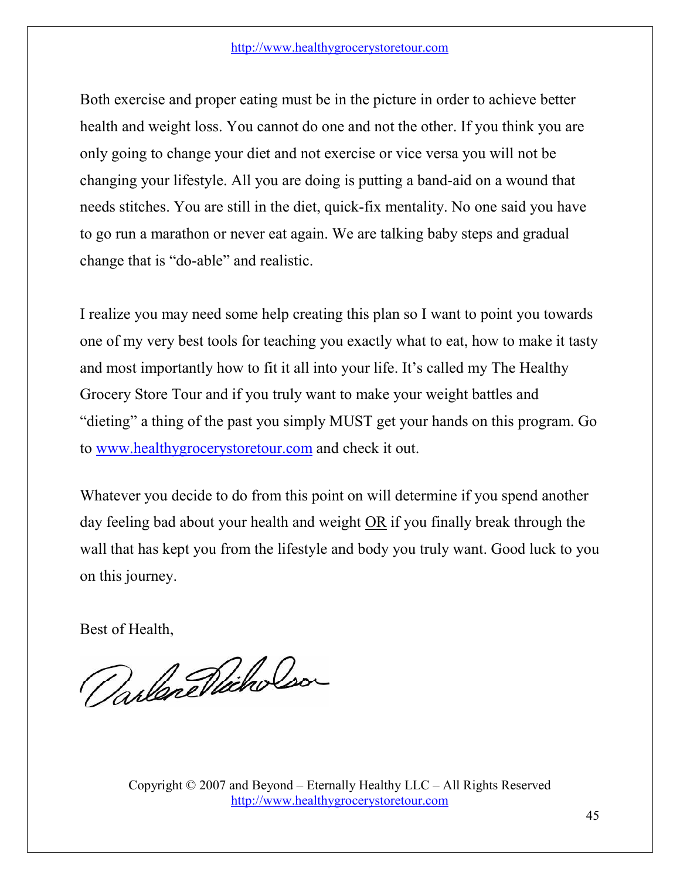Both exercise and proper eating must be in the picture in order to achieve better health and weight loss. You cannot do one and not the other. If you think you are only going to change your diet and not exercise or vice versa you will not be changing your lifestyle. All you are doing is putting a band-aid on a wound that needs stitches. You are still in the diet, quick-fix mentality. No one said you have to go run a marathon or never eat again. We are talking baby steps and gradual change that is “do-able” and realistic.

I realize you may need some help creating this plan so I want to point you towards one of my very best tools for teaching you exactly what to eat, how to make it tasty and most importantly how to fit it all into your life. It’s called my The Healthy Grocery Store Tour and if you truly want to make your weight battles and “dieting” a thing of the past you simply MUST get your hands on this program. Go to www.healthygrocerystoretour.com and check it out.

Whatever you decide to do from this point on will determine if you spend another day feeling bad about your health and weight <u>OR</u> if you finally break through the wall that has kept you from the lifestyle and body you truly want. Good luck to you on this journey.

Best of Health,

Darlene Nicholson